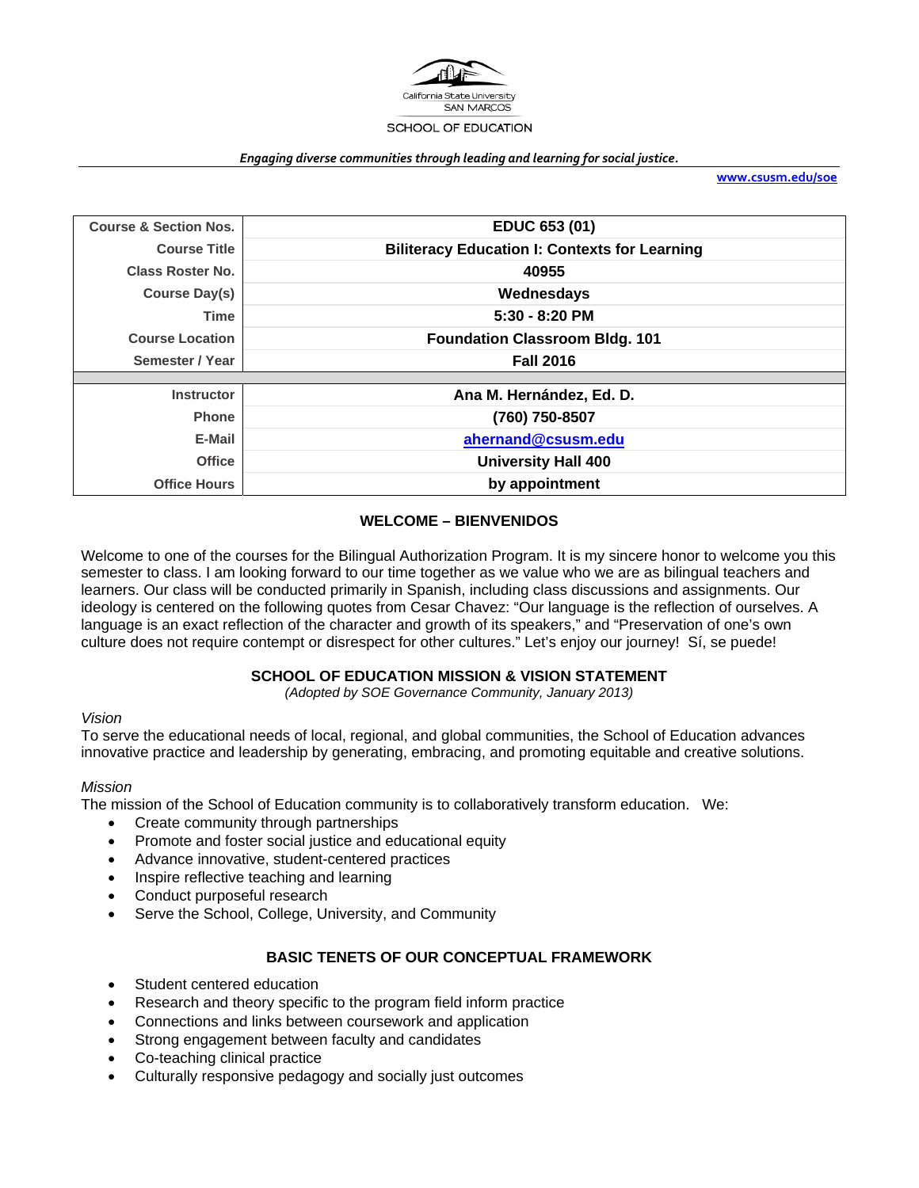California State University
SAN MARCOS
SCHOOL OF EDUCATION

*Engaging diverse communities through leading and learning for social justice.*

www.csusm.edu/soe

| | |
|---|---|
| **Course & Section Nos.** | **EDUC 653 (01)** |
| **Course Title** | **Biliteracy Education I: Contexts for Learning** |
| **Class Roster No.** | **40955** |
| **Course Day(s)** | **Wednesdays** |
| **Time** | **5:30 - 8:20 PM** |
| **Course Location** | **Foundation Classroom Bldg. 101** |
| **Semester / Year** | **Fall 2016** |
| | |
| **Instructor** | **Ana M. Hernández, Ed. D.** |
| **Phone** | **(760) 750-8507** |
| **E-Mail** | **ahernand@csusm.edu** |
| **Office** | **University Hall 400** |
| **Office Hours** | **by appointment** |

## WELCOME – BIENVENIDOS

Welcome to one of the courses for the Bilingual Authorization Program. It is my sincere honor to welcome you this semester to class. I am looking forward to our time together as we value who we are as bilingual teachers and learners. Our class will be conducted primarily in Spanish, including class discussions and assignments. Our ideology is centered on the following quotes from Cesar Chavez: "Our language is the reflection of ourselves. A language is an exact reflection of the character and growth of its speakers," and "Preservation of one's own culture does not require contempt or disrespect for other cultures." Let's enjoy our journey! Sí, se puede!

## SCHOOL OF EDUCATION MISSION & VISION STATEMENT

*(Adopted by SOE Governance Community, January 2013)*

*Vision*

To serve the educational needs of local, regional, and global communities, the School of Education advances innovative practice and leadership by generating, embracing, and promoting equitable and creative solutions.

*Mission*

The mission of the School of Education community is to collaboratively transform education. We:

- Create community through partnerships
- Promote and foster social justice and educational equity
- Advance innovative, student-centered practices
- Inspire reflective teaching and learning
- Conduct purposeful research
- Serve the School, College, University, and Community

## BASIC TENETS OF OUR CONCEPTUAL FRAMEWORK

- Student centered education
- Research and theory specific to the program field inform practice
- Connections and links between coursework and application
- Strong engagement between faculty and candidates
- Co-teaching clinical practice
- Culturally responsive pedagogy and socially just outcomes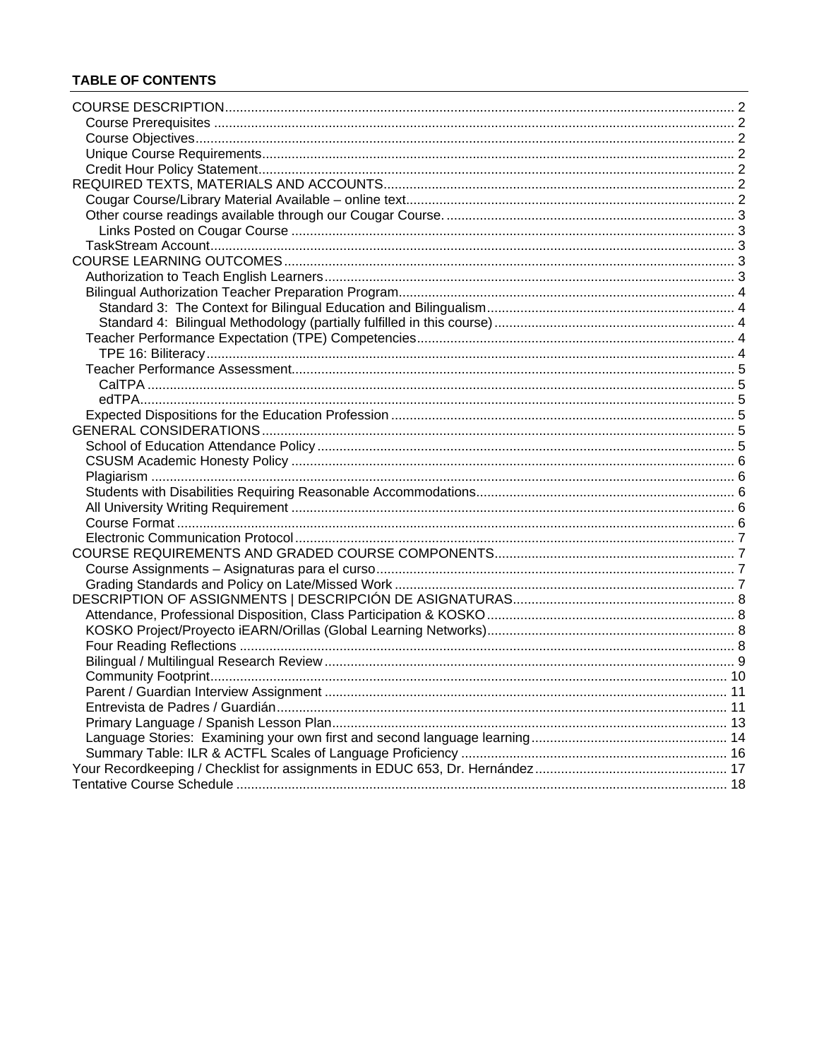**TABLE OF CONTENTS**

COURSE DESCRIPTION .......... 2
- Course Prerequisites .......... 2
- Course Objectives .......... 2
- Unique Course Requirements .......... 2
- Credit Hour Policy Statement .......... 2

REQUIRED TEXTS, MATERIALS AND ACCOUNTS .......... 2
- Cougar Course/Library Material Available – online text .......... 2
- Other course readings available through our Cougar Course. .......... 3
  - Links Posted on Cougar Course .......... 3
- TaskStream Account .......... 3

COURSE LEARNING OUTCOMES .......... 3
- Authorization to Teach English Learners .......... 3
- Bilingual Authorization Teacher Preparation Program .......... 4
  - Standard 3: The Context for Bilingual Education and Bilingualism .......... 4
  - Standard 4: Bilingual Methodology (partially fulfilled in this course) .......... 4
- Teacher Performance Expectation (TPE) Competencies .......... 4
  - TPE 16: Biliteracy .......... 4
- Teacher Performance Assessment .......... 5
  - CalTPA .......... 5
  - edTPA .......... 5
- Expected Dispositions for the Education Profession .......... 5

GENERAL CONSIDERATIONS .......... 5
- School of Education Attendance Policy .......... 5
- CSUSM Academic Honesty Policy .......... 6
- Plagiarism .......... 6
- Students with Disabilities Requiring Reasonable Accommodations .......... 6
- All University Writing Requirement .......... 6
- Course Format .......... 6
- Electronic Communication Protocol .......... 7

COURSE REQUIREMENTS AND GRADED COURSE COMPONENTS .......... 7
- Course Assignments – Asignaturas para el curso .......... 7
- Grading Standards and Policy on Late/Missed Work .......... 7

DESCRIPTION OF ASSIGNMENTS | DESCRIPCIÓN DE ASIGNATURAS .......... 8
- Attendance, Professional Disposition, Class Participation & KOSKO .......... 8
- KOSKO Project/Proyecto iEARN/Orillas (Global Learning Networks) .......... 8
- Four Reading Reflections .......... 8
- Bilingual / Multilingual Research Review .......... 9
- Community Footprint .......... 10
- Parent / Guardian Interview Assignment .......... 11
- Entrevista de Padres / Guardián .......... 11
- Primary Language / Spanish Lesson Plan .......... 13
- Language Stories: Examining your own first and second language learning .......... 14
- Summary Table: ILR & ACTFL Scales of Language Proficiency .......... 16

Your Recordkeeping / Checklist for assignments in EDUC 653, Dr. Hernández .......... 17

Tentative Course Schedule .......... 18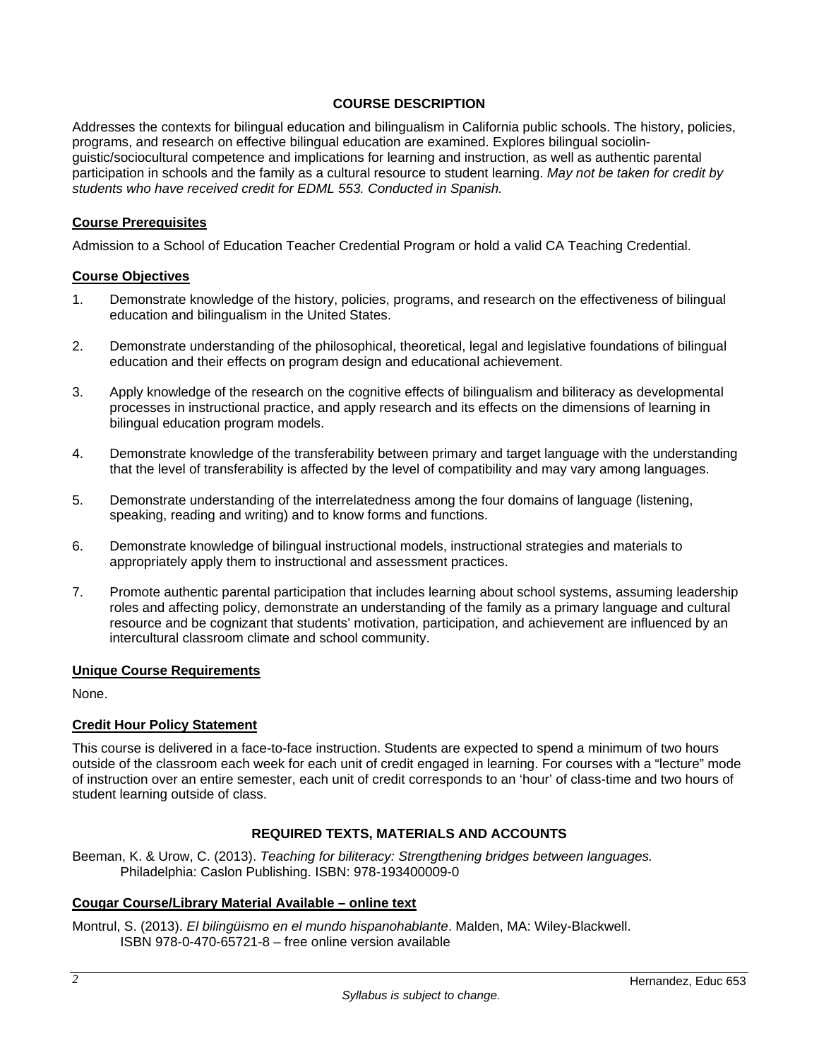## COURSE DESCRIPTION

Addresses the contexts for bilingual education and bilingualism in California public schools. The history, policies, programs, and research on effective bilingual education are examined. Explores bilingual sociolin-guistic/sociocultural competence and implications for learning and instruction, as well as authentic parental participation in schools and the family as a cultural resource to student learning. *May not be taken for credit by students who have received credit for EDML 553. Conducted in Spanish.*

### Course Prerequisites

Admission to a School of Education Teacher Credential Program or hold a valid CA Teaching Credential.

### Course Objectives

1. Demonstrate knowledge of the history, policies, programs, and research on the effectiveness of bilingual education and bilingualism in the United States.
2. Demonstrate understanding of the philosophical, theoretical, legal and legislative foundations of bilingual education and their effects on program design and educational achievement.
3. Apply knowledge of the research on the cognitive effects of bilingualism and biliteracy as developmental processes in instructional practice, and apply research and its effects on the dimensions of learning in bilingual education program models.
4. Demonstrate knowledge of the transferability between primary and target language with the understanding that the level of transferability is affected by the level of compatibility and may vary among languages.
5. Demonstrate understanding of the interrelatedness among the four domains of language (listening, speaking, reading and writing) and to know forms and functions.
6. Demonstrate knowledge of bilingual instructional models, instructional strategies and materials to appropriately apply them to instructional and assessment practices.
7. Promote authentic parental participation that includes learning about school systems, assuming leadership roles and affecting policy, demonstrate an understanding of the family as a primary language and cultural resource and be cognizant that students' motivation, participation, and achievement are influenced by an intercultural classroom climate and school community.

### Unique Course Requirements

None.

### Credit Hour Policy Statement

This course is delivered in a face-to-face instruction. Students are expected to spend a minimum of two hours outside of the classroom each week for each unit of credit engaged in learning. For courses with a "lecture" mode of instruction over an entire semester, each unit of credit corresponds to an 'hour' of class-time and two hours of student learning outside of class.

## REQUIRED TEXTS, MATERIALS AND ACCOUNTS

Beeman, K. & Urow, C. (2013). *Teaching for biliteracy: Strengthening bridges between languages.* Philadelphia: Caslon Publishing. ISBN: 978-193400009-0

### Cougar Course/Library Material Available – online text

Montrul, S. (2013). *El bilingüismo en el mundo hispanohablante*. Malden, MA: Wiley-Blackwell. ISBN 978-0-470-65721-8 – free online version available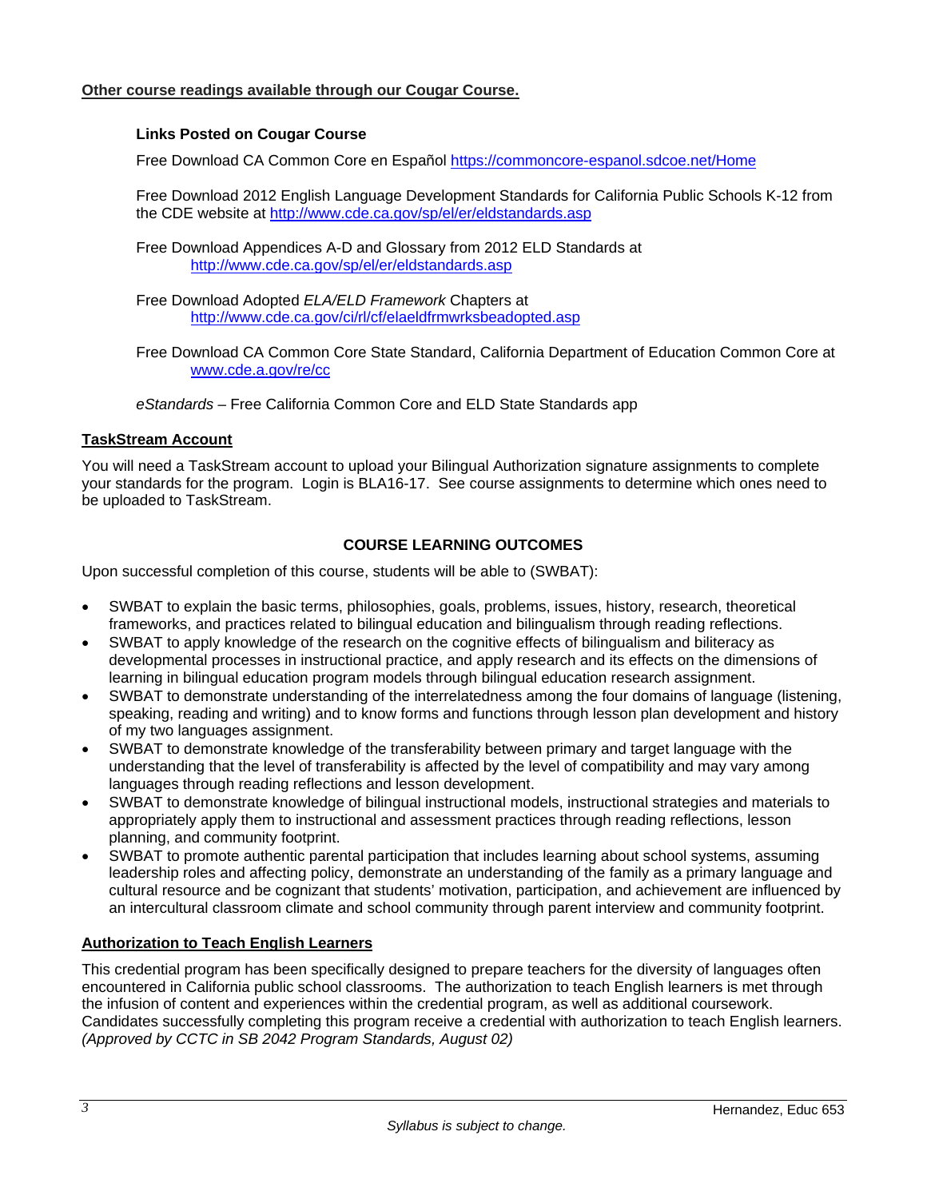**Other course readings available through our Cougar Course.**

**Links Posted on Cougar Course**

Free Download CA Common Core en Español https://commoncore-espanol.sdcoe.net/Home

Free Download 2012 English Language Development Standards for California Public Schools K-12 from the CDE website at http://www.cde.ca.gov/sp/el/er/eldstandards.asp

Free Download Appendices A-D and Glossary from 2012 ELD Standards at http://www.cde.ca.gov/sp/el/er/eldstandards.asp

Free Download Adopted *ELA/ELD Framework* Chapters at http://www.cde.ca.gov/ci/rl/cf/elaeldfrmwrksbeadopted.asp

Free Download CA Common Core State Standard, California Department of Education Common Core at www.cde.a.gov/re/cc

*eStandards* – Free California Common Core and ELD State Standards app

**TaskStream Account**

You will need a TaskStream account to upload your Bilingual Authorization signature assignments to complete your standards for the program. Login is BLA16-17. See course assignments to determine which ones need to be uploaded to TaskStream.

## COURSE LEARNING OUTCOMES

Upon successful completion of this course, students will be able to (SWBAT):

- SWBAT to explain the basic terms, philosophies, goals, problems, issues, history, research, theoretical frameworks, and practices related to bilingual education and bilingualism through reading reflections.
- SWBAT to apply knowledge of the research on the cognitive effects of bilingualism and biliteracy as developmental processes in instructional practice, and apply research and its effects on the dimensions of learning in bilingual education program models through bilingual education research assignment.
- SWBAT to demonstrate understanding of the interrelatedness among the four domains of language (listening, speaking, reading and writing) and to know forms and functions through lesson plan development and history of my two languages assignment.
- SWBAT to demonstrate knowledge of the transferability between primary and target language with the understanding that the level of transferability is affected by the level of compatibility and may vary among languages through reading reflections and lesson development.
- SWBAT to demonstrate knowledge of bilingual instructional models, instructional strategies and materials to appropriately apply them to instructional and assessment practices through reading reflections, lesson planning, and community footprint.
- SWBAT to promote authentic parental participation that includes learning about school systems, assuming leadership roles and affecting policy, demonstrate an understanding of the family as a primary language and cultural resource and be cognizant that students' motivation, participation, and achievement are influenced by an intercultural classroom climate and school community through parent interview and community footprint.

**Authorization to Teach English Learners**

This credential program has been specifically designed to prepare teachers for the diversity of languages often encountered in California public school classrooms. The authorization to teach English learners is met through the infusion of content and experiences within the credential program, as well as additional coursework. Candidates successfully completing this program receive a credential with authorization to teach English learners. *(Approved by CCTC in SB 2042 Program Standards, August 02)*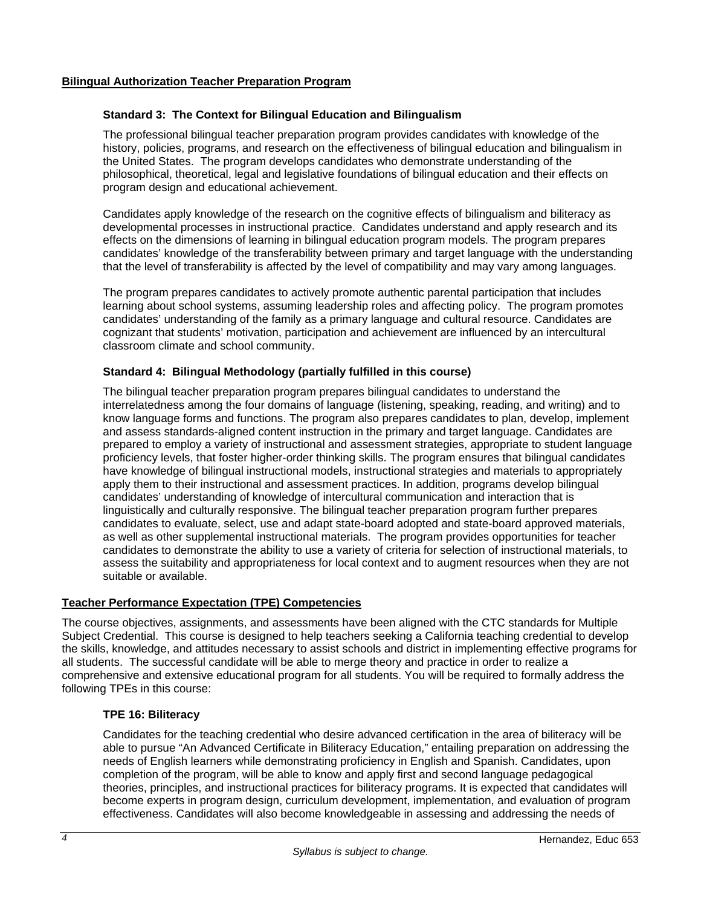## Bilingual Authorization Teacher Preparation Program

### Standard 3: The Context for Bilingual Education and Bilingualism

The professional bilingual teacher preparation program provides candidates with knowledge of the history, policies, programs, and research on the effectiveness of bilingual education and bilingualism in the United States. The program develops candidates who demonstrate understanding of the philosophical, theoretical, legal and legislative foundations of bilingual education and their effects on program design and educational achievement.

Candidates apply knowledge of the research on the cognitive effects of bilingualism and biliteracy as developmental processes in instructional practice. Candidates understand and apply research and its effects on the dimensions of learning in bilingual education program models. The program prepares candidates' knowledge of the transferability between primary and target language with the understanding that the level of transferability is affected by the level of compatibility and may vary among languages.

The program prepares candidates to actively promote authentic parental participation that includes learning about school systems, assuming leadership roles and affecting policy. The program promotes candidates' understanding of the family as a primary language and cultural resource. Candidates are cognizant that students' motivation, participation and achievement are influenced by an intercultural classroom climate and school community.

### Standard 4: Bilingual Methodology (partially fulfilled in this course)

The bilingual teacher preparation program prepares bilingual candidates to understand the interrelatedness among the four domains of language (listening, speaking, reading, and writing) and to know language forms and functions. The program also prepares candidates to plan, develop, implement and assess standards-aligned content instruction in the primary and target language. Candidates are prepared to employ a variety of instructional and assessment strategies, appropriate to student language proficiency levels, that foster higher-order thinking skills. The program ensures that bilingual candidates have knowledge of bilingual instructional models, instructional strategies and materials to appropriately apply them to their instructional and assessment practices. In addition, programs develop bilingual candidates' understanding of knowledge of intercultural communication and interaction that is linguistically and culturally responsive. The bilingual teacher preparation program further prepares candidates to evaluate, select, use and adapt state-board adopted and state-board approved materials, as well as other supplemental instructional materials. The program provides opportunities for teacher candidates to demonstrate the ability to use a variety of criteria for selection of instructional materials, to assess the suitability and appropriateness for local context and to augment resources when they are not suitable or available.

## Teacher Performance Expectation (TPE) Competencies

The course objectives, assignments, and assessments have been aligned with the CTC standards for Multiple Subject Credential. This course is designed to help teachers seeking a California teaching credential to develop the skills, knowledge, and attitudes necessary to assist schools and district in implementing effective programs for all students. The successful candidate will be able to merge theory and practice in order to realize a comprehensive and extensive educational program for all students. You will be required to formally address the following TPEs in this course:

### TPE 16: Biliteracy

Candidates for the teaching credential who desire advanced certification in the area of biliteracy will be able to pursue "An Advanced Certificate in Biliteracy Education," entailing preparation on addressing the needs of English learners while demonstrating proficiency in English and Spanish. Candidates, upon completion of the program, will be able to know and apply first and second language pedagogical theories, principles, and instructional practices for biliteracy programs. It is expected that candidates will become experts in program design, curriculum development, implementation, and evaluation of program effectiveness. Candidates will also become knowledgeable in assessing and addressing the needs of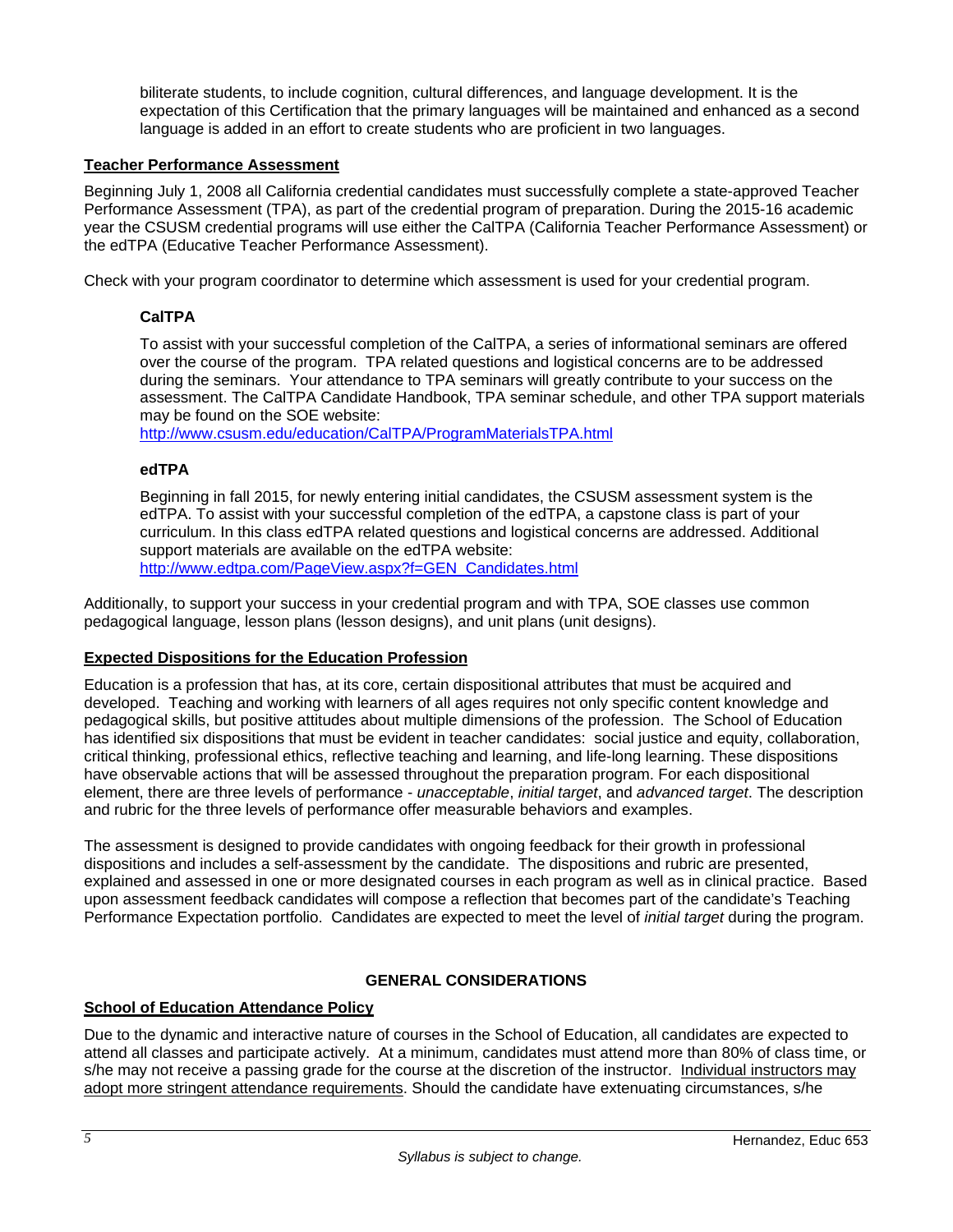biliterate students, to include cognition, cultural differences, and language development. It is the expectation of this Certification that the primary languages will be maintained and enhanced as a second language is added in an effort to create students who are proficient in two languages.

## Teacher Performance Assessment

Beginning July 1, 2008 all California credential candidates must successfully complete a state-approved Teacher Performance Assessment (TPA), as part of the credential program of preparation. During the 2015-16 academic year the CSUSM credential programs will use either the CalTPA (California Teacher Performance Assessment) or the edTPA (Educative Teacher Performance Assessment).

Check with your program coordinator to determine which assessment is used for your credential program.

### CalTPA

To assist with your successful completion of the CalTPA, a series of informational seminars are offered over the course of the program. TPA related questions and logistical concerns are to be addressed during the seminars. Your attendance to TPA seminars will greatly contribute to your success on the assessment. The CalTPA Candidate Handbook, TPA seminar schedule, and other TPA support materials may be found on the SOE website:
http://www.csusm.edu/education/CalTPA/ProgramMaterialsTPA.html

### edTPA

Beginning in fall 2015, for newly entering initial candidates, the CSUSM assessment system is the edTPA. To assist with your successful completion of the edTPA, a capstone class is part of your curriculum. In this class edTPA related questions and logistical concerns are addressed. Additional support materials are available on the edTPA website:
http://www.edtpa.com/PageView.aspx?f=GEN_Candidates.html

Additionally, to support your success in your credential program and with TPA, SOE classes use common pedagogical language, lesson plans (lesson designs), and unit plans (unit designs).

## Expected Dispositions for the Education Profession

Education is a profession that has, at its core, certain dispositional attributes that must be acquired and developed. Teaching and working with learners of all ages requires not only specific content knowledge and pedagogical skills, but positive attitudes about multiple dimensions of the profession. The School of Education has identified six dispositions that must be evident in teacher candidates: social justice and equity, collaboration, critical thinking, professional ethics, reflective teaching and learning, and life-long learning. These dispositions have observable actions that will be assessed throughout the preparation program. For each dispositional element, there are three levels of performance - *unacceptable*, *initial target*, and *advanced target*. The description and rubric for the three levels of performance offer measurable behaviors and examples.

The assessment is designed to provide candidates with ongoing feedback for their growth in professional dispositions and includes a self-assessment by the candidate. The dispositions and rubric are presented, explained and assessed in one or more designated courses in each program as well as in clinical practice. Based upon assessment feedback candidates will compose a reflection that becomes part of the candidate's Teaching Performance Expectation portfolio. Candidates are expected to meet the level of *initial target* during the program.

# GENERAL CONSIDERATIONS

## School of Education Attendance Policy

Due to the dynamic and interactive nature of courses in the School of Education, all candidates are expected to attend all classes and participate actively. At a minimum, candidates must attend more than 80% of class time, or s/he may not receive a passing grade for the course at the discretion of the instructor. Individual instructors may adopt more stringent attendance requirements. Should the candidate have extenuating circumstances, s/he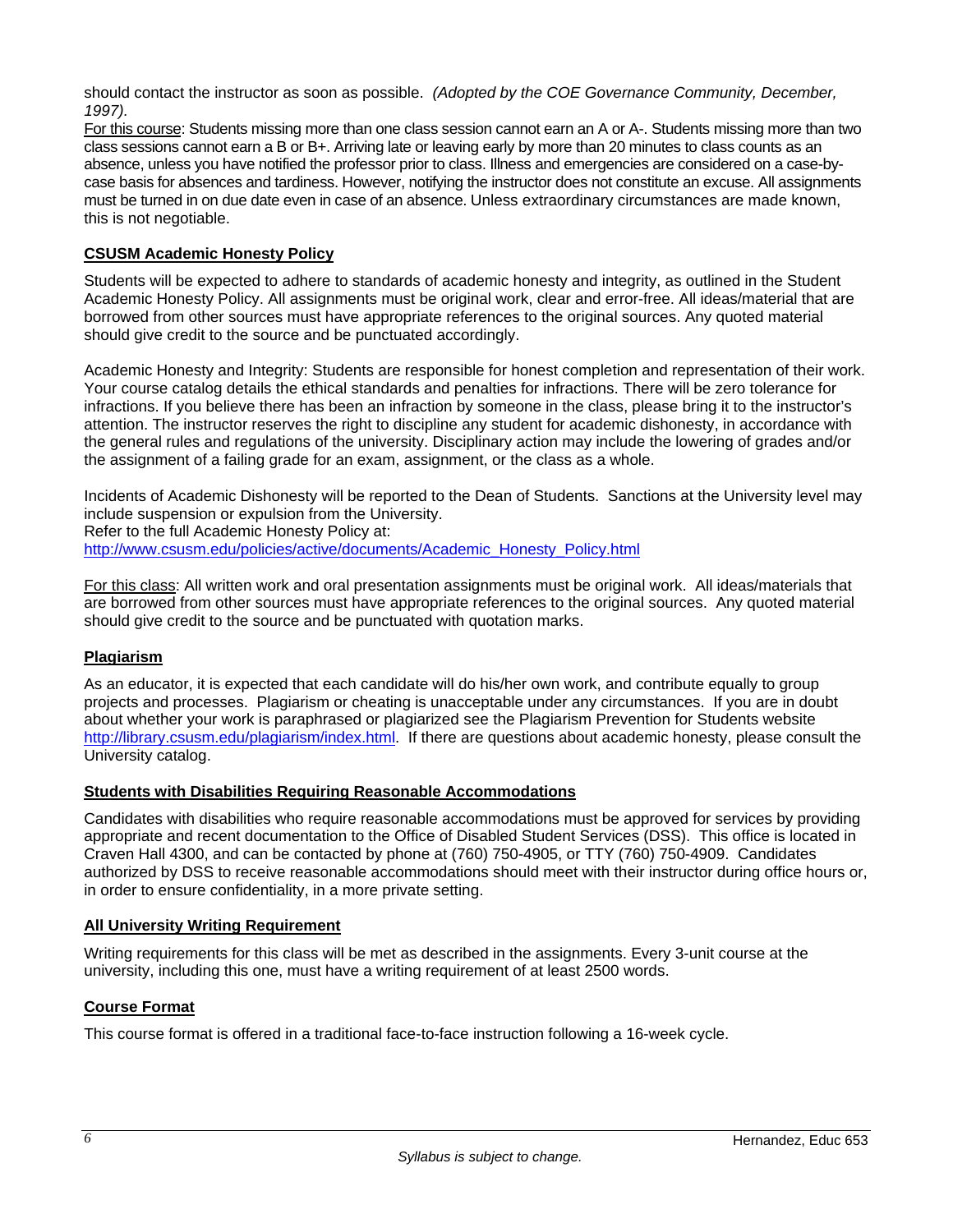should contact the instructor as soon as possible. *(Adopted by the COE Governance Community, December, 1997).*

For this course: Students missing more than one class session cannot earn an A or A-. Students missing more than two class sessions cannot earn a B or B+. Arriving late or leaving early by more than 20 minutes to class counts as an absence, unless you have notified the professor prior to class. Illness and emergencies are considered on a case-by-case basis for absences and tardiness. However, notifying the instructor does not constitute an excuse. All assignments must be turned in on due date even in case of an absence. Unless extraordinary circumstances are made known, this is not negotiable.

## CSUSM Academic Honesty Policy

Students will be expected to adhere to standards of academic honesty and integrity, as outlined in the Student Academic Honesty Policy. All assignments must be original work, clear and error-free. All ideas/material that are borrowed from other sources must have appropriate references to the original sources. Any quoted material should give credit to the source and be punctuated accordingly.

Academic Honesty and Integrity: Students are responsible for honest completion and representation of their work. Your course catalog details the ethical standards and penalties for infractions. There will be zero tolerance for infractions. If you believe there has been an infraction by someone in the class, please bring it to the instructor's attention. The instructor reserves the right to discipline any student for academic dishonesty, in accordance with the general rules and regulations of the university. Disciplinary action may include the lowering of grades and/or the assignment of a failing grade for an exam, assignment, or the class as a whole.

Incidents of Academic Dishonesty will be reported to the Dean of Students. Sanctions at the University level may include suspension or expulsion from the University.
Refer to the full Academic Honesty Policy at:
http://www.csusm.edu/policies/active/documents/Academic_Honesty_Policy.html

For this class: All written work and oral presentation assignments must be original work. All ideas/materials that are borrowed from other sources must have appropriate references to the original sources. Any quoted material should give credit to the source and be punctuated with quotation marks.

## Plagiarism

As an educator, it is expected that each candidate will do his/her own work, and contribute equally to group projects and processes. Plagiarism or cheating is unacceptable under any circumstances. If you are in doubt about whether your work is paraphrased or plagiarized see the Plagiarism Prevention for Students website http://library.csusm.edu/plagiarism/index.html. If there are questions about academic honesty, please consult the University catalog.

## Students with Disabilities Requiring Reasonable Accommodations

Candidates with disabilities who require reasonable accommodations must be approved for services by providing appropriate and recent documentation to the Office of Disabled Student Services (DSS). This office is located in Craven Hall 4300, and can be contacted by phone at (760) 750-4905, or TTY (760) 750-4909. Candidates authorized by DSS to receive reasonable accommodations should meet with their instructor during office hours or, in order to ensure confidentiality, in a more private setting.

## All University Writing Requirement

Writing requirements for this class will be met as described in the assignments. Every 3-unit course at the university, including this one, must have a writing requirement of at least 2500 words.

## Course Format

This course format is offered in a traditional face-to-face instruction following a 16-week cycle.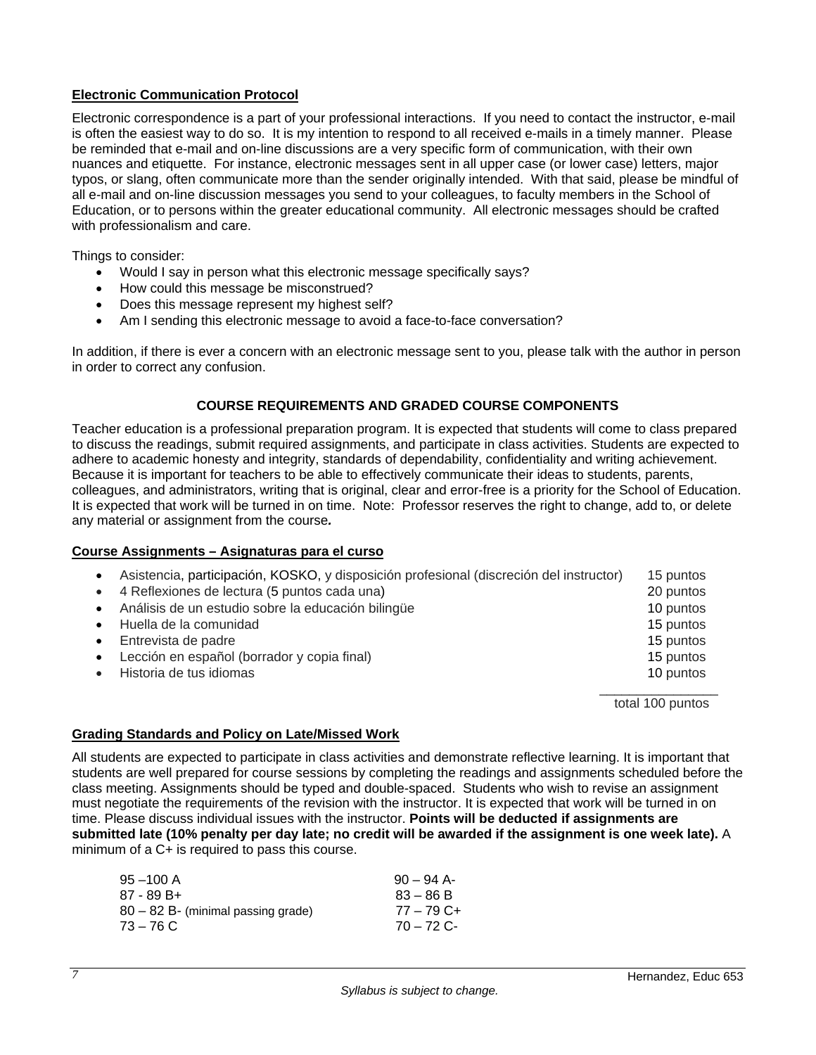## Electronic Communication Protocol

Electronic correspondence is a part of your professional interactions. If you need to contact the instructor, e-mail is often the easiest way to do so. It is my intention to respond to all received e-mails in a timely manner. Please be reminded that e-mail and on-line discussions are a very specific form of communication, with their own nuances and etiquette. For instance, electronic messages sent in all upper case (or lower case) letters, major typos, or slang, often communicate more than the sender originally intended. With that said, please be mindful of all e-mail and on-line discussion messages you send to your colleagues, to faculty members in the School of Education, or to persons within the greater educational community. All electronic messages should be crafted with professionalism and care.

Things to consider:

- Would I say in person what this electronic message specifically says?
- How could this message be misconstrued?
- Does this message represent my highest self?
- Am I sending this electronic message to avoid a face-to-face conversation?

In addition, if there is ever a concern with an electronic message sent to you, please talk with the author in person in order to correct any confusion.

## COURSE REQUIREMENTS AND GRADED COURSE COMPONENTS

Teacher education is a professional preparation program. It is expected that students will come to class prepared to discuss the readings, submit required assignments, and participate in class activities. Students are expected to adhere to academic honesty and integrity, standards of dependability, confidentiality and writing achievement. Because it is important for teachers to be able to effectively communicate their ideas to students, parents, colleagues, and administrators, writing that is original, clear and error-free is a priority for the School of Education. It is expected that work will be turned in on time. Note: Professor reserves the right to change, add to, or delete any material or assignment from the course***.***

### Course Assignments – Asignaturas para el curso

| Asignatura | Puntos |
|---|---|
| Asistencia, participación, KOSKO, y disposición profesional (discreción del instructor) | 15 puntos |
| 4 Reflexiones de lectura (5 puntos cada una) | 20 puntos |
| Análisis de un estudio sobre la educación bilingüe | 10 puntos |
| Huella de la comunidad | 15 puntos |
| Entrevista de padre | 15 puntos |
| Lección en español (borrador y copia final) | 15 puntos |
| Historia de tus idiomas | 10 puntos |
| | total 100 puntos |

### Grading Standards and Policy on Late/Missed Work

All students are expected to participate in class activities and demonstrate reflective learning. It is important that students are well prepared for course sessions by completing the readings and assignments scheduled before the class meeting. Assignments should be typed and double-spaced. Students who wish to revise an assignment must negotiate the requirements of the revision with the instructor. It is expected that work will be turned in on time. Please discuss individual issues with the instructor. **Points will be deducted if assignments are submitted late (10% penalty per day late; no credit will be awarded if the assignment is one week late).** A minimum of a C+ is required to pass this course.

| | |
|---|---|
| 95 –100 A | 90 – 94 A- |
| 87 - 89 B+ | 83 – 86 B |
| 80 – 82 B- (minimal passing grade) | 77 – 79 C+ |
| 73 – 76 C | 70 – 72 C- |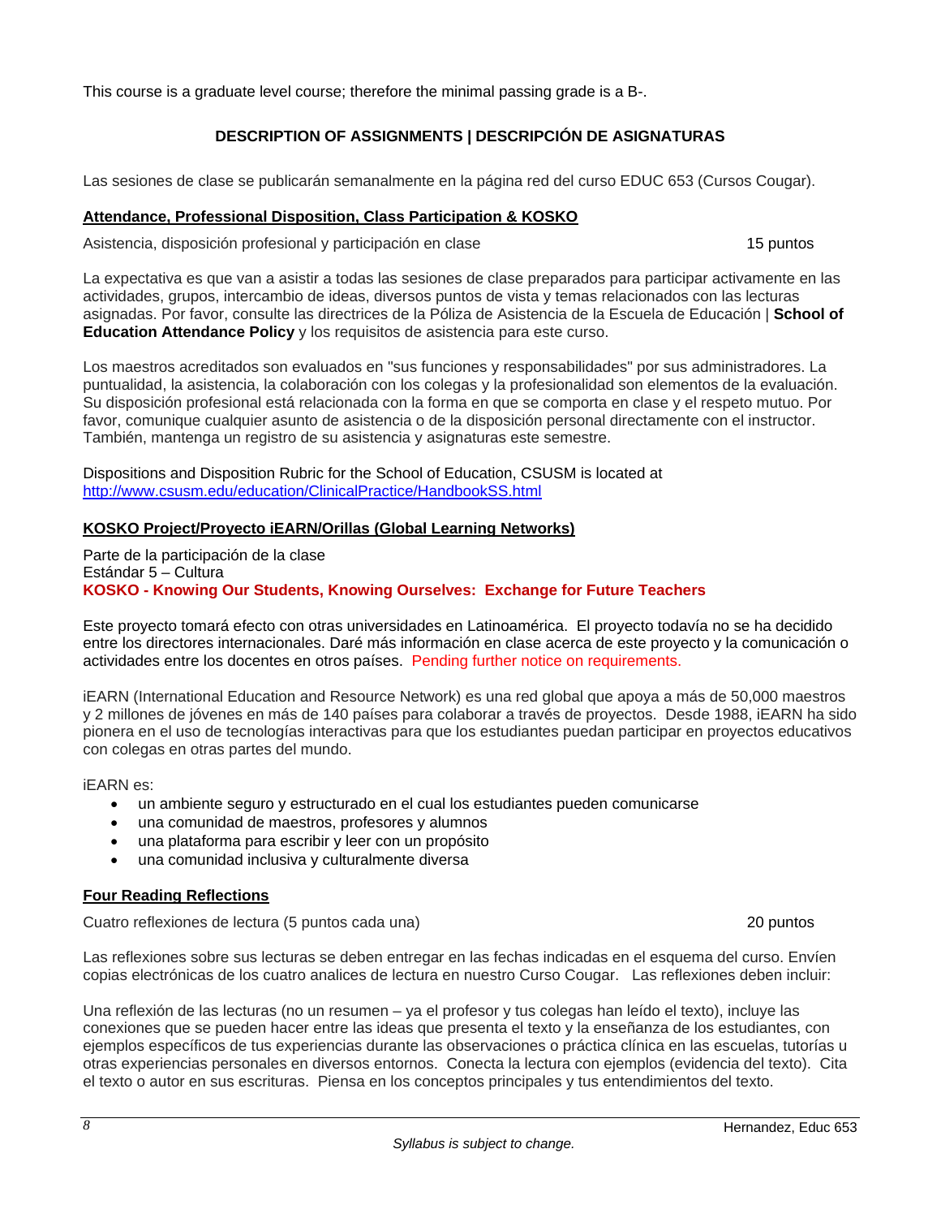This course is a graduate level course; therefore the minimal passing grade is a B-.

## DESCRIPTION OF ASSIGNMENTS | DESCRIPCIÓN DE ASIGNATURAS

Las sesiones de clase se publicarán semanalmente en la página red del curso EDUC 653 (Cursos Cougar).

### Attendance, Professional Disposition, Class Participation & KOSKO

Asistencia, disposición profesional y participación en clase 15 puntos

La expectativa es que van a asistir a todas las sesiones de clase preparados para participar activamente en las actividades, grupos, intercambio de ideas, diversos puntos de vista y temas relacionados con las lecturas asignadas. Por favor, consulte las directrices de la Póliza de Asistencia de la Escuela de Educación | **School of Education Attendance Policy** y los requisitos de asistencia para este curso.

Los maestros acreditados son evaluados en "sus funciones y responsabilidades" por sus administradores. La puntualidad, la asistencia, la colaboración con los colegas y la profesionalidad son elementos de la evaluación. Su disposición profesional está relacionada con la forma en que se comporta en clase y el respeto mutuo. Por favor, comunique cualquier asunto de asistencia o de la disposición personal directamente con el instructor. También, mantenga un registro de su asistencia y asignaturas este semestre.

Dispositions and Disposition Rubric for the School of Education, CSUSM is located at http://www.csusm.edu/education/ClinicalPractice/HandbookSS.html

### KOSKO Project/Proyecto iEARN/Orillas (Global Learning Networks)

Parte de la participación de la clase
Estándar 5 – Cultura
**KOSKO - Knowing Our Students, Knowing Ourselves: Exchange for Future Teachers**

Este proyecto tomará efecto con otras universidades en Latinoamérica. El proyecto todavía no se ha decidido entre los directores internacionales. Daré más información en clase acerca de este proyecto y la comunicación o actividades entre los docentes en otros países. Pending further notice on requirements.

iEARN (International Education and Resource Network) es una red global que apoya a más de 50,000 maestros y 2 millones de jóvenes en más de 140 países para colaborar a través de proyectos. Desde 1988, iEARN ha sido pionera en el uso de tecnologías interactivas para que los estudiantes puedan participar en proyectos educativos con colegas en otras partes del mundo.

iEARN es:

- un ambiente seguro y estructurado en el cual los estudiantes pueden comunicarse
- una comunidad de maestros, profesores y alumnos
- una plataforma para escribir y leer con un propósito
- una comunidad inclusiva y culturalmente diversa

### Four Reading Reflections

Cuatro reflexiones de lectura (5 puntos cada una) 20 puntos

Las reflexiones sobre sus lecturas se deben entregar en las fechas indicadas en el esquema del curso. Envíen copias electrónicas de los cuatro analices de lectura en nuestro Curso Cougar. Las reflexiones deben incluir:

Una reflexión de las lecturas (no un resumen – ya el profesor y tus colegas han leído el texto), incluye las conexiones que se pueden hacer entre las ideas que presenta el texto y la enseñanza de los estudiantes, con ejemplos específicos de tus experiencias durante las observaciones o práctica clínica en las escuelas, tutorías u otras experiencias personales en diversos entornos. Conecta la lectura con ejemplos (evidencia del texto). Cita el texto o autor en sus escrituras. Piensa en los conceptos principales y tus entendimientos del texto.

*Syllabus is subject to change.*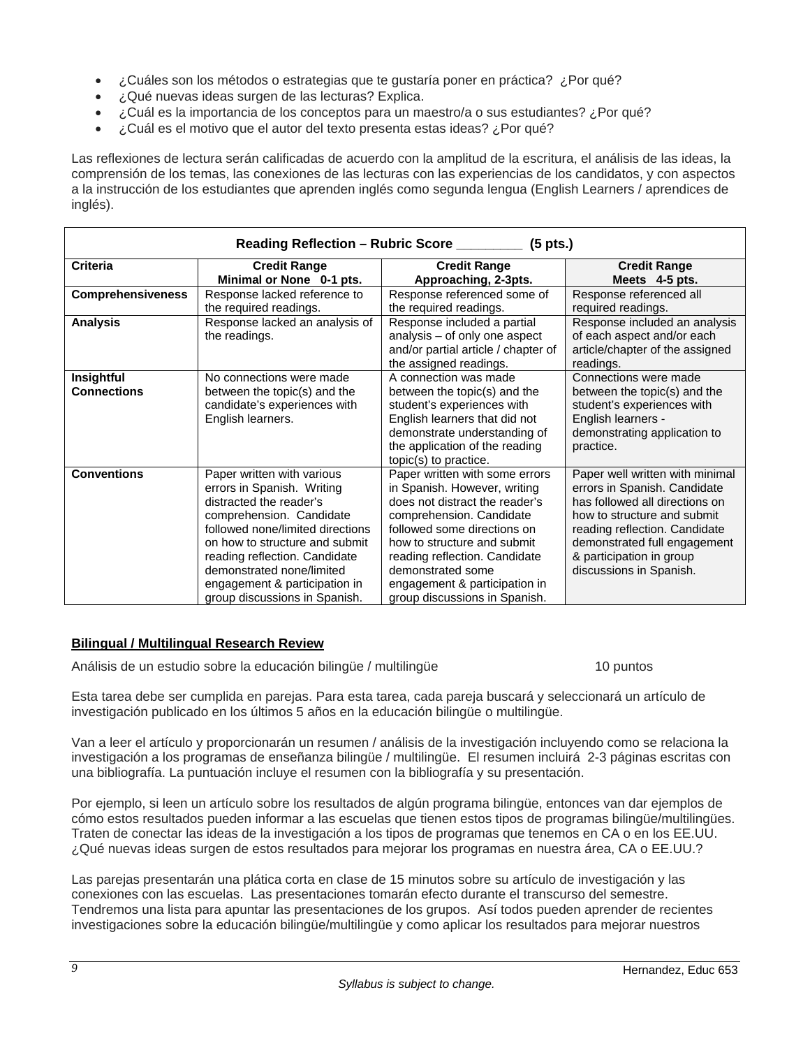- ¿Cuáles son los métodos o estrategias que te gustaría poner en práctica? ¿Por qué?
- ¿Qué nuevas ideas surgen de las lecturas? Explica.
- ¿Cuál es la importancia de los conceptos para un maestro/a o sus estudiantes? ¿Por qué?
- ¿Cuál es el motivo que el autor del texto presenta estas ideas? ¿Por qué?

Las reflexiones de lectura serán calificadas de acuerdo con la amplitud de la escritura, el análisis de las ideas, la comprensión de los temas, las conexiones de las lecturas con las experiencias de los candidatos, y con aspectos a la instrucción de los estudiantes que aprenden inglés como segunda lengua (English Learners / aprendices de inglés).

| **Reading Reflection – Rubric Score ________ (5 pts.)** | | | |
|---|---|---|---|
| **Criteria** | **Credit Range Minimal or None 0-1 pts.** | **Credit Range Approaching, 2-3pts.** | **Credit Range Meets 4-5 pts.** |
| **Comprehensiveness** | Response lacked reference to the required readings. | Response referenced some of the required readings. | Response referenced all required readings. |
| **Analysis** | Response lacked an analysis of the readings. | Response included a partial analysis – of only one aspect and/or partial article / chapter of the assigned readings. | Response included an analysis of each aspect and/or each article/chapter of the assigned readings. |
| **Insightful Connections** | No connections were made between the topic(s) and the candidate's experiences with English learners. | A connection was made between the topic(s) and the student's experiences with English learners that did not demonstrate understanding of the application of the reading topic(s) to practice. | Connections were made between the topic(s) and the student's experiences with English learners - demonstrating application to practice. |
| **Conventions** | Paper written with various errors in Spanish. Writing distracted the reader's comprehension. Candidate followed none/limited directions on how to structure and submit reading reflection. Candidate demonstrated none/limited engagement & participation in group discussions in Spanish. | Paper written with some errors in Spanish. However, writing does not distract the reader's comprehension. Candidate followed some directions on how to structure and submit reading reflection. Candidate demonstrated some engagement & participation in group discussions in Spanish. | Paper well written with minimal errors in Spanish. Candidate has followed all directions on how to structure and submit reading reflection. Candidate demonstrated full engagement & participation in group discussions in Spanish. |

**<u>Bilingual / Multilingual Research Review</u>**

Análisis de un estudio sobre la educación bilingüe / multilingüe 10 puntos

Esta tarea debe ser cumplida en parejas. Para esta tarea, cada pareja buscará y seleccionará un artículo de investigación publicado en los últimos 5 años en la educación bilingüe o multilingüe.

Van a leer el artículo y proporcionarán un resumen / análisis de la investigación incluyendo como se relaciona la investigación a los programas de enseñanza bilingüe / multilingüe. El resumen incluirá 2-3 páginas escritas con una bibliografía. La puntuación incluye el resumen con la bibliografía y su presentación.

Por ejemplo, si leen un artículo sobre los resultados de algún programa bilingüe, entonces van dar ejemplos de cómo estos resultados pueden informar a las escuelas que tienen estos tipos de programas bilingüe/multilingües. Traten de conectar las ideas de la investigación a los tipos de programas que tenemos en CA o en los EE.UU. ¿Qué nuevas ideas surgen de estos resultados para mejorar los programas en nuestra área, CA o EE.UU.?

Las parejas presentarán una plática corta en clase de 15 minutos sobre su artículo de investigación y las conexiones con las escuelas. Las presentaciones tomarán efecto durante el transcurso del semestre. Tendremos una lista para apuntar las presentaciones de los grupos. Así todos pueden aprender de recientes investigaciones sobre la educación bilingüe/multilingüe y como aplicar los resultados para mejorar nuestros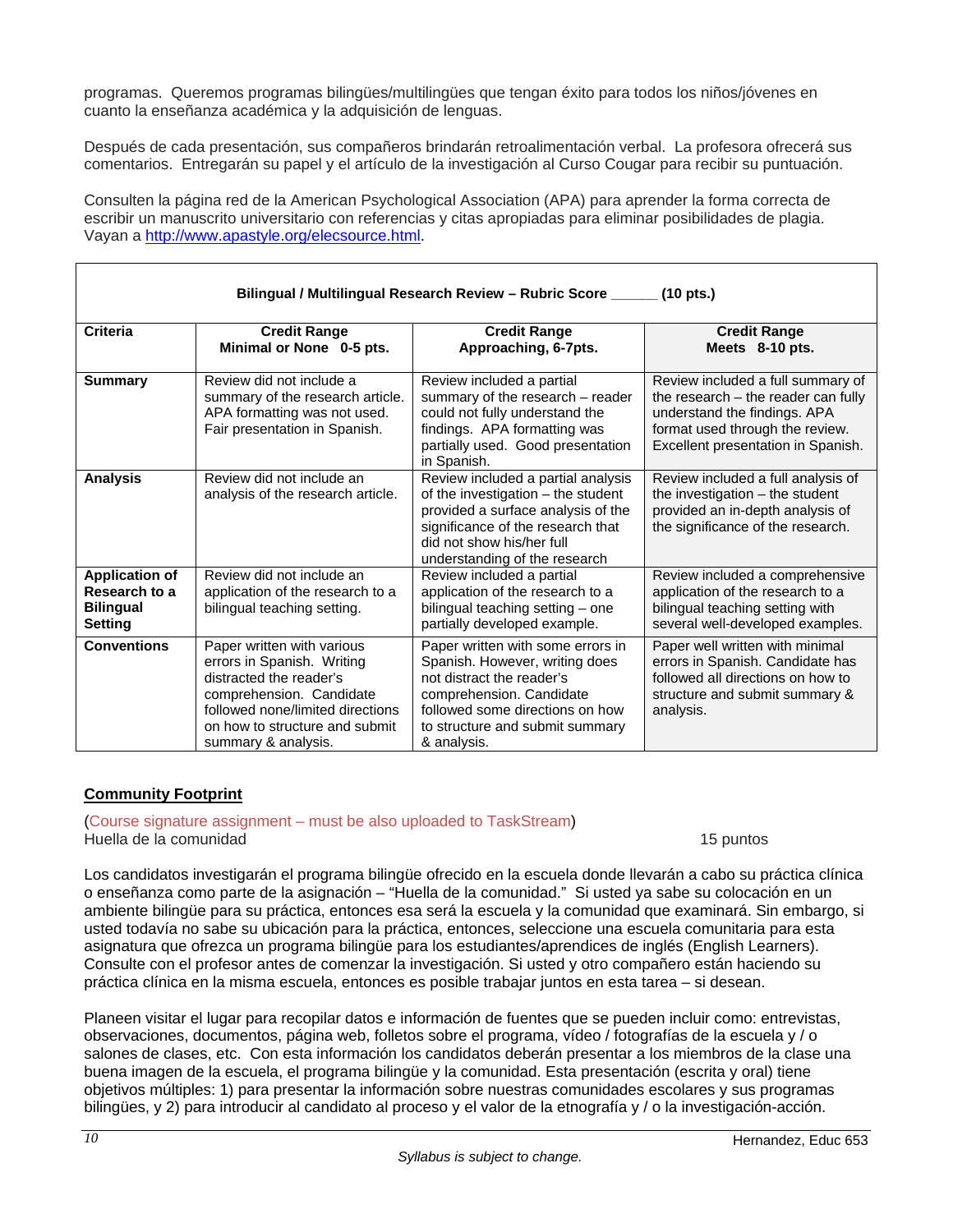programas. Queremos programas bilingües/multilingües que tengan éxito para todos los niños/jóvenes en cuanto la enseñanza académica y la adquisición de lenguas.

Después de cada presentación, sus compañeros brindarán retroalimentación verbal. La profesora ofrecerá sus comentarios. Entregarán su papel y el artículo de la investigación al Curso Cougar para recibir su puntuación.

Consulten la página red de la American Psychological Association (APA) para aprender la forma correcta de escribir un manuscrito universitario con referencias y citas apropiadas para eliminar posibilidades de plagia. Vayan a http://www.apastyle.org/elecsource.html.

| **Bilingual / Multilingual Research Review – Rubric Score ______ (10 pts.)** | | | |
|---|---|---|---|
| **Criteria** | **Credit Range Minimal or None 0-5 pts.** | **Credit Range Approaching, 6-7pts.** | **Credit Range Meets 8-10 pts.** |
| **Summary** | Review did not include a summary of the research article. APA formatting was not used. Fair presentation in Spanish. | Review included a partial summary of the research – reader could not fully understand the findings. APA formatting was partially used. Good presentation in Spanish. | Review included a full summary of the research – the reader can fully understand the findings. APA format used through the review. Excellent presentation in Spanish. |
| **Analysis** | Review did not include an analysis of the research article. | Review included a partial analysis of the investigation – the student provided a surface analysis of the significance of the research that did not show his/her full understanding of the research | Review included a full analysis of the investigation – the student provided an in-depth analysis of the significance of the research. |
| **Application of Research to a Bilingual Setting** | Review did not include an application of the research to a bilingual teaching setting. | Review included a partial application of the research to a bilingual teaching setting – one partially developed example. | Review included a comprehensive application of the research to a bilingual teaching setting with several well-developed examples. |
| **Conventions** | Paper written with various errors in Spanish. Writing distracted the reader's comprehension. Candidate followed none/limited directions on how to structure and submit summary & analysis. | Paper written with some errors in Spanish. However, writing does not distract the reader's comprehension. Candidate followed some directions on how to structure and submit summary & analysis. | Paper well written with minimal errors in Spanish. Candidate has followed all directions on how to structure and submit summary & analysis. |

**Community Footprint**

(Course signature assignment – must be also uploaded to TaskStream)
Huella de la comunidad 15 puntos

Los candidatos investigarán el programa bilingüe ofrecido en la escuela donde llevarán a cabo su práctica clínica o enseñanza como parte de la asignación – "Huella de la comunidad." Si usted ya sabe su colocación en un ambiente bilingüe para su práctica, entonces esa será la escuela y la comunidad que examinará. Sin embargo, si usted todavía no sabe su ubicación para la práctica, entonces, seleccione una escuela comunitaria para esta asignatura que ofrezca un programa bilingüe para los estudiantes/aprendices de inglés (English Learners). Consulte con el profesor antes de comenzar la investigación. Si usted y otro compañero están haciendo su práctica clínica en la misma escuela, entonces es posible trabajar juntos en esta tarea – si desean.

Planeen visitar el lugar para recopilar datos e información de fuentes que se pueden incluir como: entrevistas, observaciones, documentos, página web, folletos sobre el programa, vídeo / fotografías de la escuela y / o salones de clases, etc. Con esta información los candidatos deberán presentar a los miembros de la clase una buena imagen de la escuela, el programa bilingüe y la comunidad. Esta presentación (escrita y oral) tiene objetivos múltiples: 1) para presentar la información sobre nuestras comunidades escolares y sus programas bilingües, y 2) para introducir al candidato al proceso y el valor de la etnografía y / o la investigación-acción.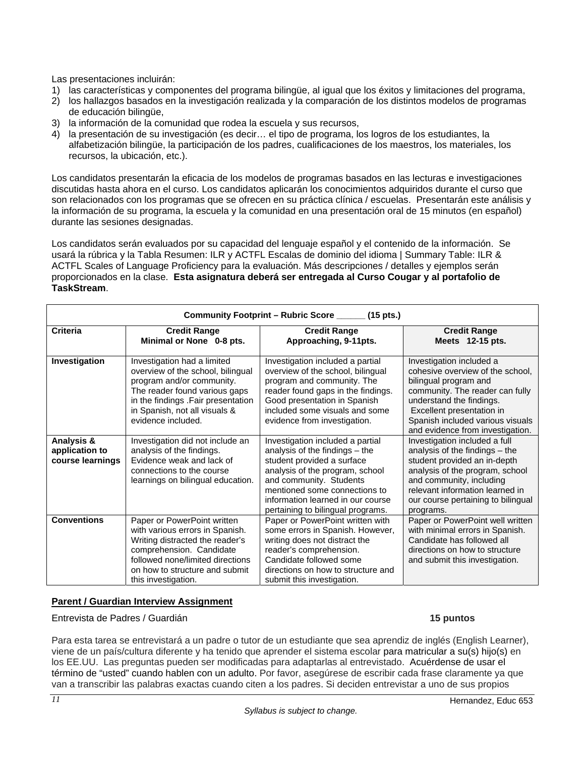Las presentaciones incluirán:

1) las características y componentes del programa bilingüe, al igual que los éxitos y limitaciones del programa,
2) los hallazgos basados en la investigación realizada y la comparación de los distintos modelos de programas de educación bilingüe,
3) la información de la comunidad que rodea la escuela y sus recursos,
4) la presentación de su investigación (es decir… el tipo de programa, los logros de los estudiantes, la alfabetización bilingüe, la participación de los padres, cualificaciones de los maestros, los materiales, los recursos, la ubicación, etc.).

Los candidatos presentarán la eficacia de los modelos de programas basados en las lecturas e investigaciones discutidas hasta ahora en el curso. Los candidatos aplicarán los conocimientos adquiridos durante el curso que son relacionados con los programas que se ofrecen en su práctica clínica / escuelas. Presentarán este análisis y la información de su programa, la escuela y la comunidad en una presentación oral de 15 minutos (en español) durante las sesiones designadas.

Los candidatos serán evaluados por su capacidad del lenguaje español y el contenido de la información. Se usará la rúbrica y la Tabla Resumen: ILR y ACTFL Escalas de dominio del idioma | Summary Table: ILR & ACTFL Scales of Language Proficiency para la evaluación. Más descripciones / detalles y ejemplos serán proporcionados en la clase. **Esta asignatura deberá ser entregada al Curso Cougar y al portafolio de TaskStream**.

| **Community Footprint – Rubric Score ______ (15 pts.)** | | | |
|---|---|---|---|
| **Criteria** | **Credit Range<br>Minimal or None 0-8 pts.** | **Credit Range<br>Approaching, 9-11pts.** | **Credit Range<br>Meets 12-15 pts.** |
| **Investigation** | Investigation had a limited overview of the school, bilingual program and/or community. The reader found various gaps in the findings .Fair presentation in Spanish, not all visuals & evidence included. | Investigation included a partial overview of the school, bilingual program and community. The reader found gaps in the findings. Good presentation in Spanish included some visuals and some evidence from investigation. | Investigation included a cohesive overview of the school, bilingual program and community. The reader can fully understand the findings. Excellent presentation in Spanish included various visuals and evidence from investigation. |
| **Analysis & application to course learnings** | Investigation did not include an analysis of the findings. Evidence weak and lack of connections to the course learnings on bilingual education. | Investigation included a partial analysis of the findings – the student provided a surface analysis of the program, school and community. Students mentioned some connections to information learned in our course pertaining to bilingual programs. | Investigation included a full analysis of the findings – the student provided an in-depth analysis of the program, school and community, including relevant information learned in our course pertaining to bilingual programs. |
| **Conventions** | Paper or PowerPoint written with various errors in Spanish. Writing distracted the reader's comprehension. Candidate followed none/limited directions on how to structure and submit this investigation. | Paper or PowerPoint written with some errors in Spanish. However, writing does not distract the reader's comprehension. Candidate followed some directions on how to structure and submit this investigation. | Paper or PowerPoint well written with minimal errors in Spanish. Candidate has followed all directions on how to structure and submit this investigation. |

**Parent / Guardian Interview Assignment**

Entrevista de Padres / Guardián **15 puntos**

Para esta tarea se entrevistará a un padre o tutor de un estudiante que sea aprendiz de inglés (English Learner), viene de un país/cultura diferente y ha tenido que aprender el sistema escolar para matricular a su(s) hijo(s) en los EE.UU. Las preguntas pueden ser modificadas para adaptarlas al entrevistado. Acuérdense de usar el término de "usted" cuando hablen con un adulto. Por favor, asegúrese de escribir cada frase claramente ya que van a transcribir las palabras exactas cuando citen a los padres. Si deciden entrevistar a uno de sus propios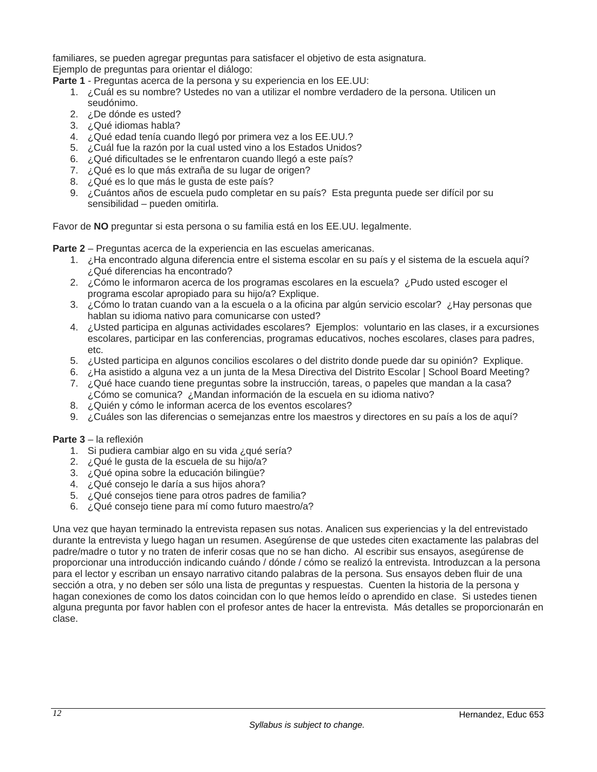familiares, se pueden agregar preguntas para satisfacer el objetivo de esta asignatura.
Ejemplo de preguntas para orientar el diálogo:

**Parte 1** - Preguntas acerca de la persona y su experiencia en los EE.UU:

1. ¿Cuál es su nombre? Ustedes no van a utilizar el nombre verdadero de la persona. Utilicen un seudónimo.
2. ¿De dónde es usted?
3. ¿Qué idiomas habla?
4. ¿Qué edad tenía cuando llegó por primera vez a los EE.UU.?
5. ¿Cuál fue la razón por la cual usted vino a los Estados Unidos?
6. ¿Qué dificultades se le enfrentaron cuando llegó a este país?
7. ¿Qué es lo que más extraña de su lugar de origen?
8. ¿Qué es lo que más le gusta de este país?
9. ¿Cuántos años de escuela pudo completar en su país? Esta pregunta puede ser difícil por su sensibilidad – pueden omitirla.

Favor de **NO** preguntar si esta persona o su familia está en los EE.UU. legalmente.

**Parte 2** – Preguntas acerca de la experiencia en las escuelas americanas.

1. ¿Ha encontrado alguna diferencia entre el sistema escolar en su país y el sistema de la escuela aquí? ¿Qué diferencias ha encontrado?
2. ¿Cómo le informaron acerca de los programas escolares en la escuela? ¿Pudo usted escoger el programa escolar apropiado para su hijo/a? Explique.
3. ¿Cómo lo tratan cuando van a la escuela o a la oficina par algún servicio escolar? ¿Hay personas que hablan su idioma nativo para comunicarse con usted?
4. ¿Usted participa en algunas actividades escolares? Ejemplos: voluntario en las clases, ir a excursiones escolares, participar en las conferencias, programas educativos, noches escolares, clases para padres, etc.
5. ¿Usted participa en algunos concilios escolares o del distrito donde puede dar su opinión? Explique.
6. ¿Ha asistido a alguna vez a un junta de la Mesa Directiva del Distrito Escolar | School Board Meeting?
7. ¿Qué hace cuando tiene preguntas sobre la instrucción, tareas, o papeles que mandan a la casa? ¿Cómo se comunica? ¿Mandan información de la escuela en su idioma nativo?
8. ¿Quién y cómo le informan acerca de los eventos escolares?
9. ¿Cuáles son las diferencias o semejanzas entre los maestros y directores en su país a los de aquí?

**Parte 3** – la reflexión

1. Si pudiera cambiar algo en su vida ¿qué sería?
2. ¿Qué le gusta de la escuela de su hijo/a?
3. ¿Qué opina sobre la educación bilingüe?
4. ¿Qué consejo le daría a sus hijos ahora?
5. ¿Qué consejos tiene para otros padres de familia?
6. ¿Qué consejo tiene para mí como futuro maestro/a?

Una vez que hayan terminado la entrevista repasen sus notas. Analicen sus experiencias y la del entrevistado durante la entrevista y luego hagan un resumen. Asegúrense de que ustedes citen exactamente las palabras del padre/madre o tutor y no traten de inferir cosas que no se han dicho. Al escribir sus ensayos, asegúrense de proporcionar una introducción indicando cuándo / dónde / cómo se realizó la entrevista. Introduzcan a la persona para el lector y escriban un ensayo narrativo citando palabras de la persona. Sus ensayos deben fluir de una sección a otra, y no deben ser sólo una lista de preguntas y respuestas. Cuenten la historia de la persona y hagan conexiones de como los datos coincidan con lo que hemos leído o aprendido en clase. Si ustedes tienen alguna pregunta por favor hablen con el profesor antes de hacer la entrevista. Más detalles se proporcionarán en clase.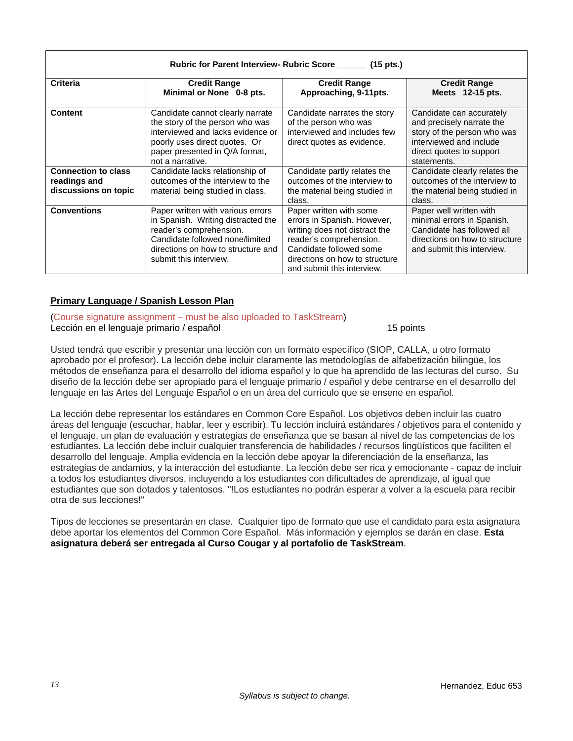| Rubric for Parent Interview- Rubric Score ______ (15 pts.) | | | |
|---|---|---|---|
| **Criteria** | **Credit Range Minimal or None 0-8 pts.** | **Credit Range Approaching, 9-11pts.** | **Credit Range Meets 12-15 pts.** |
| **Content** | Candidate cannot clearly narrate the story of the person who was interviewed and lacks evidence or poorly uses direct quotes. Or paper presented in Q/A format, not a narrative. | Candidate narrates the story of the person who was interviewed and includes few direct quotes as evidence. | Candidate can accurately and precisely narrate the story of the person who was interviewed and include direct quotes to support statements. |
| **Connection to class readings and discussions on topic** | Candidate lacks relationship of outcomes of the interview to the material being studied in class. | Candidate partly relates the outcomes of the interview to the material being studied in class. | Candidate clearly relates the outcomes of the interview to the material being studied in class. |
| **Conventions** | Paper written with various errors in Spanish. Writing distracted the reader's comprehension. Candidate followed none/limited directions on how to structure and submit this interview. | Paper written with some errors in Spanish. However, writing does not distract the reader's comprehension. Candidate followed some directions on how to structure and submit this interview. | Paper well written with minimal errors in Spanish. Candidate has followed all directions on how to structure and submit this interview. |

## Primary Language / Spanish Lesson Plan

(Course signature assignment – must be also uploaded to TaskStream)
Lección en el lenguaje primario / español 15 points

Usted tendrá que escribir y presentar una lección con un formato específico (SIOP, CALLA, u otro formato aprobado por el profesor). La lección debe incluir claramente las metodologías de alfabetización bilingüe, los métodos de enseñanza para el desarrollo del idioma español y lo que ha aprendido de las lecturas del curso. Su diseño de la lección debe ser apropiado para el lenguaje primario / español y debe centrarse en el desarrollo del lenguaje en las Artes del Lenguaje Español o en un área del currículo que se ensene en español.

La lección debe representar los estándares en Common Core Español. Los objetivos deben incluir las cuatro áreas del lenguaje (escuchar, hablar, leer y escribir). Tu lección incluirá estándares / objetivos para el contenido y el lenguaje, un plan de evaluación y estrategias de enseñanza que se basan al nivel de las competencias de los estudiantes. La lección debe incluir cualquier transferencia de habilidades / recursos lingüísticos que faciliten el desarrollo del lenguaje. Amplia evidencia en la lección debe apoyar la diferenciación de la enseñanza, las estrategias de andamios, y la interacción del estudiante. La lección debe ser rica y emocionante - capaz de incluir a todos los estudiantes diversos, incluyendo a los estudiantes con dificultades de aprendizaje, al igual que estudiantes que son dotados y talentosos. "!Los estudiantes no podrán esperar a volver a la escuela para recibir otra de sus lecciones!"

Tipos de lecciones se presentarán en clase. Cualquier tipo de formato que use el candidato para esta asignatura debe aportar los elementos del Common Core Español. Más información y ejemplos se darán en clase. **Esta asignatura deberá ser entregada al Curso Cougar y al portafolio de TaskStream**.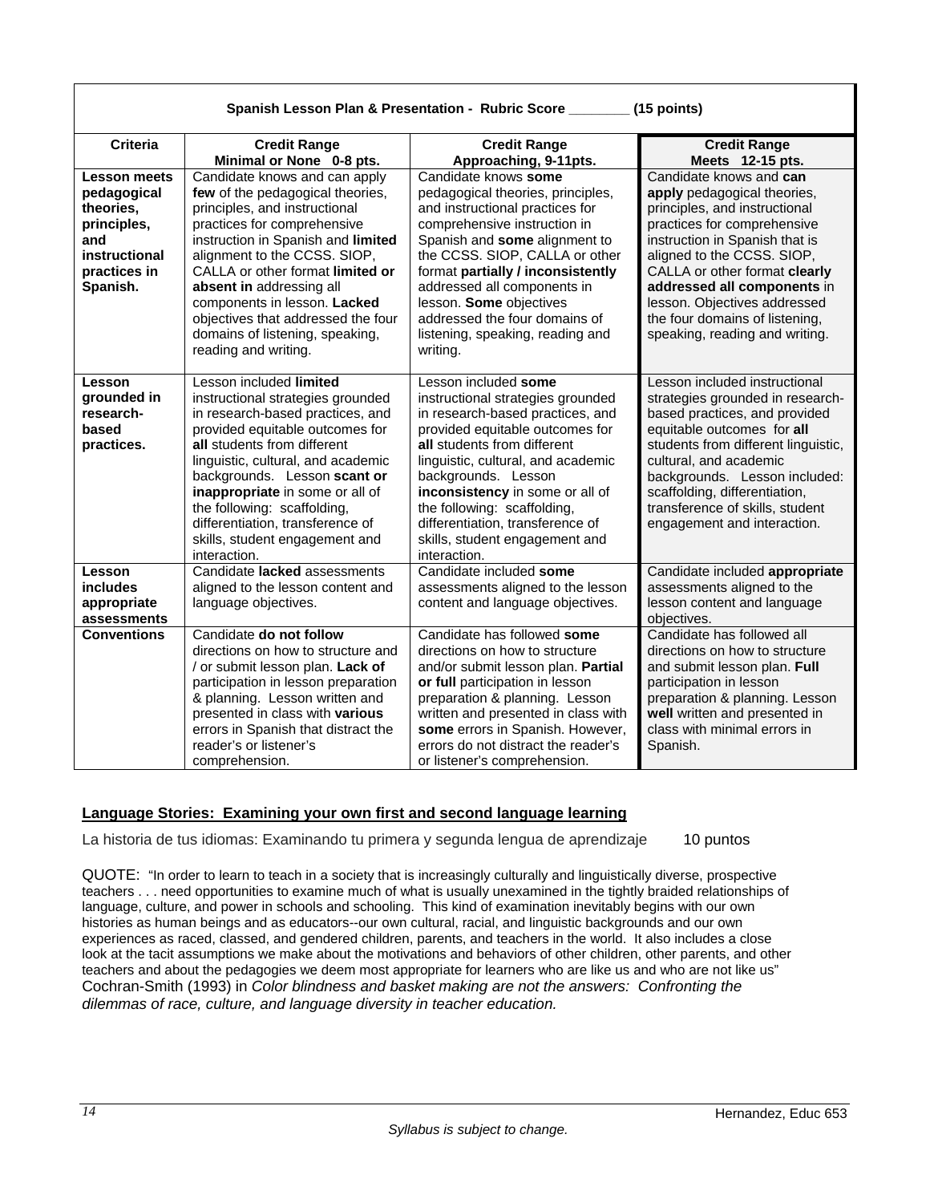| Spanish Lesson Plan & Presentation - Rubric Score ________ (15 points) | | | |
|---|---|---|---|
| **Criteria** | **Credit Range Minimal or None 0-8 pts.** | **Credit Range Approaching, 9-11pts.** | **Credit Range Meets 12-15 pts.** |
| **Lesson meets pedagogical theories, principles, and instructional practices in Spanish.** | Candidate knows and can apply **few** of the pedagogical theories, principles, and instructional practices for comprehensive instruction in Spanish and **limited** alignment to the CCSS. SIOP, CALLA or other format **limited or absent in** addressing all components in lesson. **Lacked** objectives that addressed the four domains of listening, speaking, reading and writing. | Candidate knows **some** pedagogical theories, principles, and instructional practices for comprehensive instruction in Spanish and **some** alignment to the CCSS. SIOP, CALLA or other format **partially / inconsistently** addressed all components in lesson. **Some** objectives addressed the four domains of listening, speaking, reading and writing. | Candidate knows and **can apply** pedagogical theories, principles, and instructional practices for comprehensive instruction in Spanish that is aligned to the CCSS. SIOP, CALLA or other format **clearly addressed all components** in lesson. Objectives addressed the four domains of listening, speaking, reading and writing. |
| **Lesson grounded in research-based practices.** | Lesson included **limited** instructional strategies grounded in research-based practices, and provided equitable outcomes for **all** students from different linguistic, cultural, and academic backgrounds. Lesson **scant or inappropriate** in some or all of the following: scaffolding, differentiation, transference of skills, student engagement and interaction. | Lesson included **some** instructional strategies grounded in research-based practices, and provided equitable outcomes for **all** students from different linguistic, cultural, and academic backgrounds. Lesson **inconsistency** in some or all of the following: scaffolding, differentiation, transference of skills, student engagement and interaction. | Lesson included instructional strategies grounded in research-based practices, and provided equitable outcomes for **all** students from different linguistic, cultural, and academic backgrounds. Lesson included: scaffolding, differentiation, transference of skills, student engagement and interaction. |
| **Lesson includes appropriate assessments** | Candidate **lacked** assessments aligned to the lesson content and language objectives. | Candidate included **some** assessments aligned to the lesson content and language objectives. | Candidate included **appropriate** assessments aligned to the lesson content and language objectives. |
| **Conventions** | Candidate **do not follow** directions on how to structure and / or submit lesson plan. **Lack of** participation in lesson preparation & planning. Lesson written and presented in class with **various** errors in Spanish that distract the reader's or listener's comprehension. | Candidate has followed **some** directions on how to structure and/or submit lesson plan. **Partial or full** participation in lesson preparation & planning. Lesson written and presented in class with **some** errors in Spanish. However, errors do not distract the reader's or listener's comprehension. | Candidate has followed all directions on how to structure and submit lesson plan. **Full** participation in lesson preparation & planning. Lesson **well** written and presented in class with minimal errors in Spanish. |

**Language Stories: Examining your own first and second language learning**

La historia de tus idiomas: Examinando tu primera y segunda lengua de aprendizaje 10 puntos

QUOTE: "In order to learn to teach in a society that is increasingly culturally and linguistically diverse, prospective teachers . . . need opportunities to examine much of what is usually unexamined in the tightly braided relationships of language, culture, and power in schools and schooling. This kind of examination inevitably begins with our own histories as human beings and as educators--our own cultural, racial, and linguistic backgrounds and our own experiences as raced, classed, and gendered children, parents, and teachers in the world. It also includes a close look at the tacit assumptions we make about the motivations and behaviors of other children, other parents, and other teachers and about the pedagogies we deem most appropriate for learners who are like us and who are not like us" Cochran-Smith (1993) in *Color blindness and basket making are not the answers: Confronting the dilemmas of race, culture, and language diversity in teacher education.*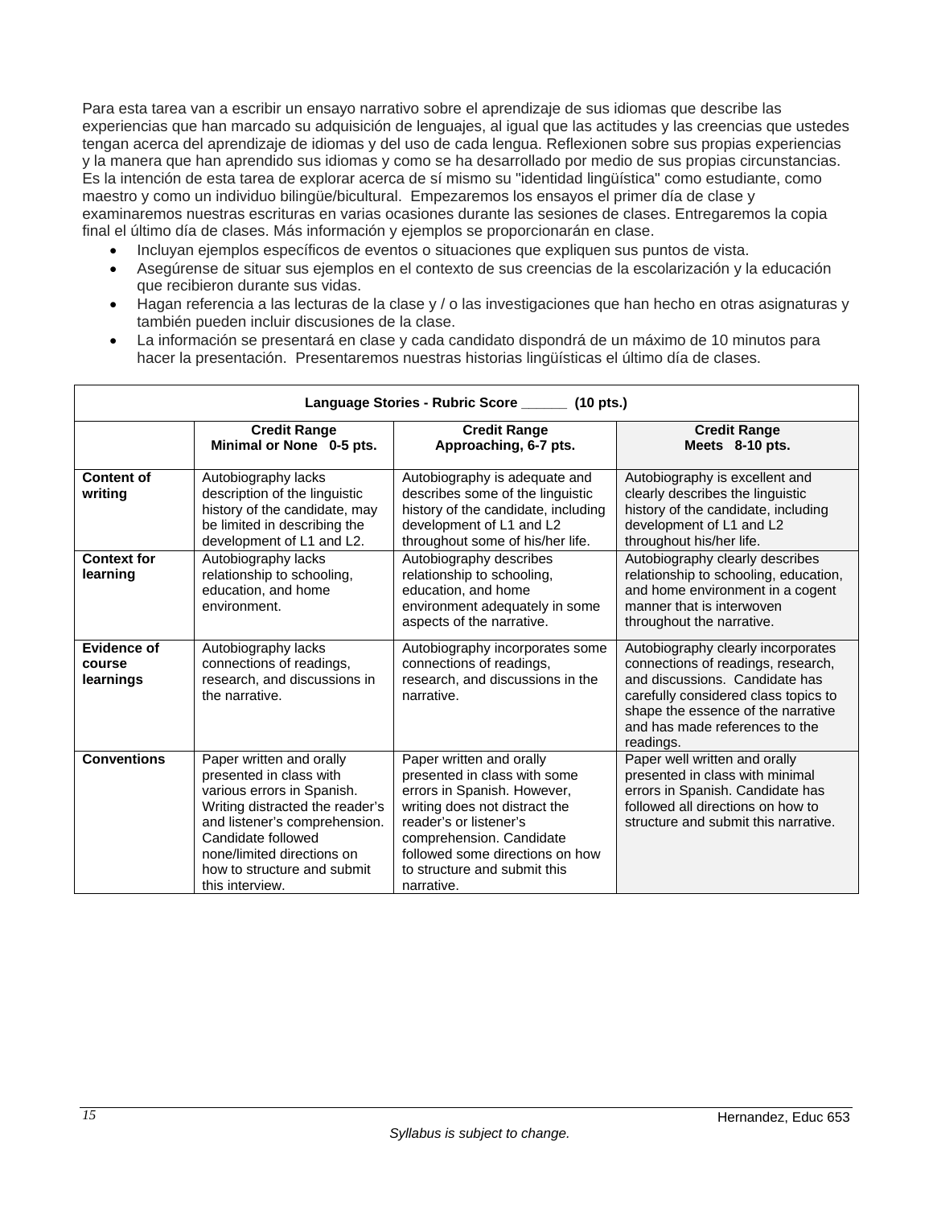Para esta tarea van a escribir un ensayo narrativo sobre el aprendizaje de sus idiomas que describe las experiencias que han marcado su adquisición de lenguajes, al igual que las actitudes y las creencias que ustedes tengan acerca del aprendizaje de idiomas y del uso de cada lengua. Reflexionen sobre sus propias experiencias y la manera que han aprendido sus idiomas y como se ha desarrollado por medio de sus propias circunstancias. Es la intención de esta tarea de explorar acerca de sí mismo su "identidad lingüística" como estudiante, como maestro y como un individuo bilingüe/bicultural. Empezaremos los ensayos el primer día de clase y examinaremos nuestras escrituras en varias ocasiones durante las sesiones de clases. Entregaremos la copia final el último día de clases. Más información y ejemplos se proporcionarán en clase.

- Incluyan ejemplos específicos de eventos o situaciones que expliquen sus puntos de vista.
- Asegúrense de situar sus ejemplos en el contexto de sus creencias de la escolarización y la educación que recibieron durante sus vidas.
- Hagan referencia a las lecturas de la clase y / o las investigaciones que han hecho en otras asignaturas y también pueden incluir discusiones de la clase.
- La información se presentará en clase y cada candidato dispondrá de un máximo de 10 minutos para hacer la presentación. Presentaremos nuestras historias lingüísticas el último día de clases.

| **Language Stories - Rubric Score ______ (10 pts.)** | | | |
|---|---|---|---|
| | **Credit Range Minimal or None 0-5 pts.** | **Credit Range Approaching, 6-7 pts.** | **Credit Range Meets 8-10 pts.** |
| **Content of writing** | Autobiography lacks description of the linguistic history of the candidate, may be limited in describing the development of L1 and L2. | Autobiography is adequate and describes some of the linguistic history of the candidate, including development of L1 and L2 throughout some of his/her life. | Autobiography is excellent and clearly describes the linguistic history of the candidate, including development of L1 and L2 throughout his/her life. |
| **Context for learning** | Autobiography lacks relationship to schooling, education, and home environment. | Autobiography describes relationship to schooling, education, and home environment adequately in some aspects of the narrative. | Autobiography clearly describes relationship to schooling, education, and home environment in a cogent manner that is interwoven throughout the narrative. |
| **Evidence of course learnings** | Autobiography lacks connections of readings, research, and discussions in the narrative. | Autobiography incorporates some connections of readings, research, and discussions in the narrative. | Autobiography clearly incorporates connections of readings, research, and discussions. Candidate has carefully considered class topics to shape the essence of the narrative and has made references to the readings. |
| **Conventions** | Paper written and orally presented in class with various errors in Spanish. Writing distracted the reader's and listener's comprehension. Candidate followed none/limited directions on how to structure and submit this interview. | Paper written and orally presented in class with some errors in Spanish. However, writing does not distract the reader's or listener's comprehension. Candidate followed some directions on how to structure and submit this narrative. | Paper well written and orally presented in class with minimal errors in Spanish. Candidate has followed all directions on how to structure and submit this narrative. |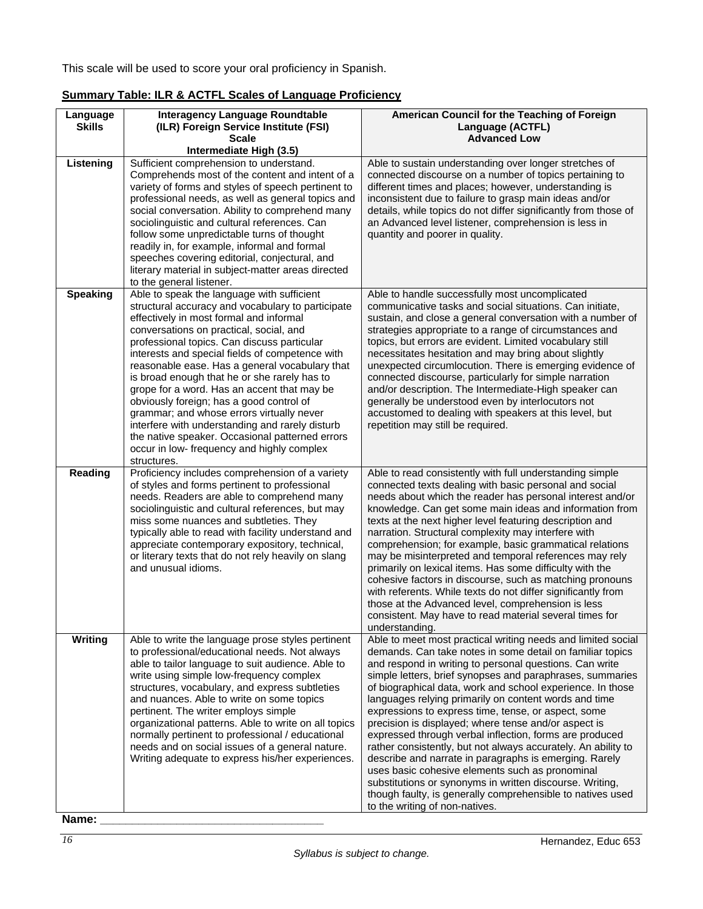This scale will be used to score your oral proficiency in Spanish.

**Summary Table: ILR & ACTFL Scales of Language Proficiency**

| Language Skills | Interagency Language Roundtable (ILR) Foreign Service Institute (FSI) Scale Intermediate High (3.5) | American Council for the Teaching of Foreign Language (ACTFL) Advanced Low |
|---|---|---|
| **Listening** | Sufficient comprehension to understand. Comprehends most of the content and intent of a variety of forms and styles of speech pertinent to professional needs, as well as general topics and social conversation. Ability to comprehend many sociolinguistic and cultural references. Can follow some unpredictable turns of thought readily in, for example, informal and formal speeches covering editorial, conjectural, and literary material in subject-matter areas directed to the general listener. | Able to sustain understanding over longer stretches of connected discourse on a number of topics pertaining to different times and places; however, understanding is inconsistent due to failure to grasp main ideas and/or details, while topics do not differ significantly from those of an Advanced level listener, comprehension is less in quantity and poorer in quality. |
| **Speaking** | Able to speak the language with sufficient structural accuracy and vocabulary to participate effectively in most formal and informal conversations on practical, social, and professional topics. Can discuss particular interests and special fields of competence with reasonable ease. Has a general vocabulary that is broad enough that he or she rarely has to grope for a word. Has an accent that may be obviously foreign; has a good control of grammar; and whose errors virtually never interfere with understanding and rarely disturb the native speaker. Occasional patterned errors occur in low- frequency and highly complex structures. | Able to handle successfully most uncomplicated communicative tasks and social situations. Can initiate, sustain, and close a general conversation with a number of strategies appropriate to a range of circumstances and topics, but errors are evident. Limited vocabulary still necessitates hesitation and may bring about slightly unexpected circumlocution. There is emerging evidence of connected discourse, particularly for simple narration and/or description. The Intermediate-High speaker can generally be understood even by interlocutors not accustomed to dealing with speakers at this level, but repetition may still be required. |
| **Reading** | Proficiency includes comprehension of a variety of styles and forms pertinent to professional needs. Readers are able to comprehend many sociolinguistic and cultural references, but may miss some nuances and subtleties. They typically able to read with facility understand and appreciate contemporary expository, technical, or literary texts that do not rely heavily on slang and unusual idioms. | Able to read consistently with full understanding simple connected texts dealing with basic personal and social needs about which the reader has personal interest and/or knowledge. Can get some main ideas and information from texts at the next higher level featuring description and narration. Structural complexity may interfere with comprehension; for example, basic grammatical relations may be misinterpreted and temporal references may rely primarily on lexical items. Has some difficulty with the cohesive factors in discourse, such as matching pronouns with referents. While texts do not differ significantly from those at the Advanced level, comprehension is less consistent. May have to read material several times for understanding. |
| **Writing** | Able to write the language prose styles pertinent to professional/educational needs. Not always able to tailor language to suit audience. Able to write using simple low-frequency complex structures, vocabulary, and express subtleties and nuances. Able to write on some topics pertinent. The writer employs simple organizational patterns. Able to write on all topics normally pertinent to professional / educational needs and on social issues of a general nature. Writing adequate to express his/her experiences. | Able to meet most practical writing needs and limited social demands. Can take notes in some detail on familiar topics and respond in writing to personal questions. Can write simple letters, brief synopses and paraphrases, summaries of biographical data, work and school experience. In those languages relying primarily on content words and time expressions to express time, tense, or aspect, some precision is displayed; where tense and/or aspect is expressed through verbal inflection, forms are produced rather consistently, but not always accurately. An ability to describe and narrate in paragraphs is emerging. Rarely uses basic cohesive elements such as pronominal substitutions or synonyms in written discourse. Writing, though faulty, is generally comprehensible to natives used to the writing of non-natives. |

**Name: \_\_\_\_\_\_\_\_\_\_\_\_\_\_\_\_\_\_\_\_\_\_\_\_\_\_\_\_\_\_\_\_\_\_\_\_**

*Syllabus is subject to change.*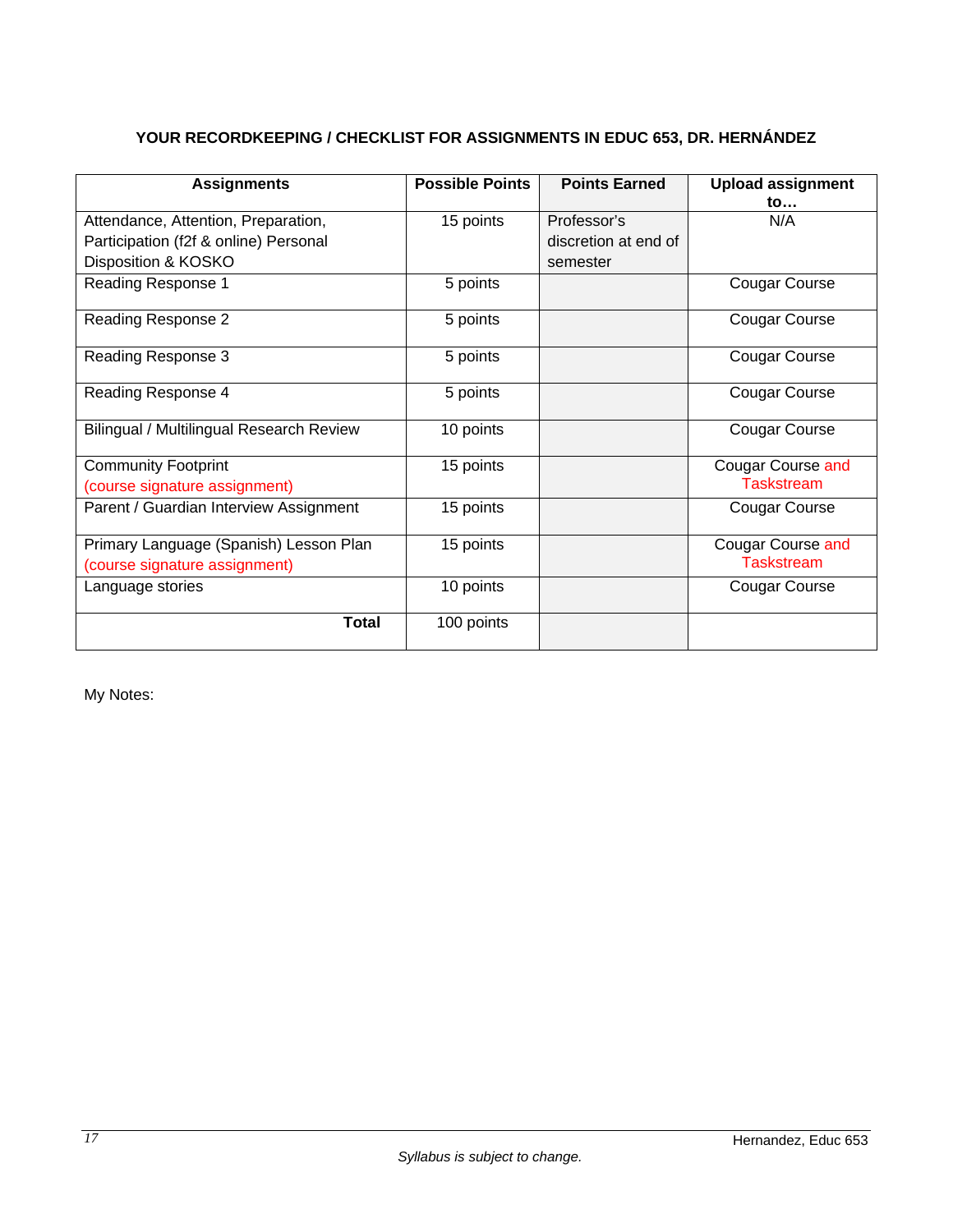**YOUR RECORDKEEPING / CHECKLIST FOR ASSIGNMENTS IN EDUC 653, DR. HERNÁNDEZ**

| Assignments | Possible Points | Points Earned | Upload assignment to… |
|---|---|---|---|
| Attendance, Attention, Preparation, Participation (f2f & online) Personal Disposition & KOSKO | 15 points | Professor's discretion at end of semester | N/A |
| Reading Response 1 | 5 points | | Cougar Course |
| Reading Response 2 | 5 points | | Cougar Course |
| Reading Response 3 | 5 points | | Cougar Course |
| Reading Response 4 | 5 points | | Cougar Course |
| Bilingual / Multilingual Research Review | 10 points | | Cougar Course |
| Community Footprint (course signature assignment) | 15 points | | Cougar Course and Taskstream |
| Parent / Guardian Interview Assignment | 15 points | | Cougar Course |
| Primary Language (Spanish) Lesson Plan (course signature assignment) | 15 points | | Cougar Course and Taskstream |
| Language stories | 10 points | | Cougar Course |
| **Total** | 100 points | | |

My Notes:

*Syllabus is subject to change.*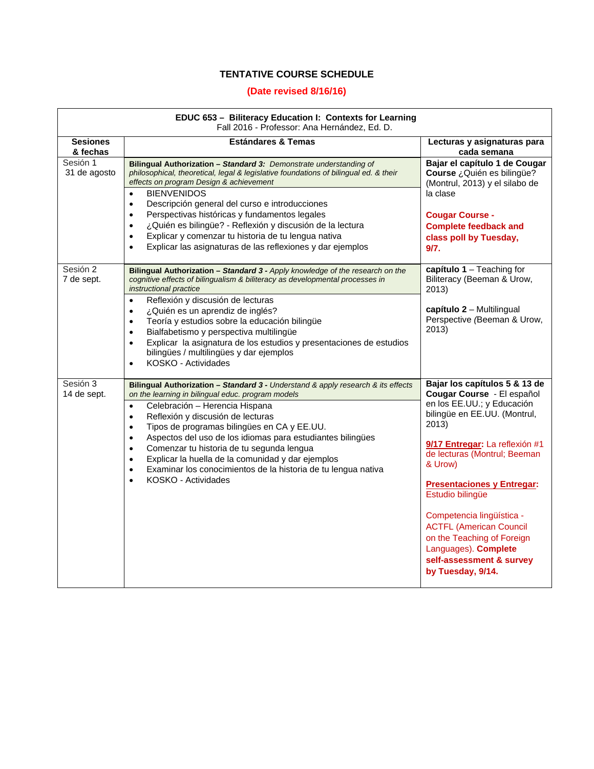# TENTATIVE COURSE SCHEDULE

**(Date revised 8/16/16)**

| **EDUC 653 – Biliteracy Education I: Contexts for Learning**<br>Fall 2016 - Professor: Ana Hernández, Ed. D. | | |
|---|---|---|
| **Sesiones & fechas** | **Estándares & Temas** | **Lecturas y asignaturas para cada semana** |
| Sesión 1<br>31 de agosto | **Bilingual Authorization – *Standard 3:*** *Demonstrate understanding of philosophical, theoretical, legal & legislative foundations of bilingual ed. & their effects on program Design & achievement*<br>• BIENVENIDOS<br>• Descripción general del curso e introducciones<br>• Perspectivas históricas y fundamentos legales<br>• ¿Quién es bilingüe? - Reflexión y discusión de la lectura<br>• Explicar y comenzar tu historia de tu lengua nativa<br>• Explicar las asignaturas de las reflexiones y dar ejemplos | **Bajar el capítulo 1 de Cougar Course** ¿Quién es bilingüe? (Montrul, 2013) y el silabo de la clase<br><br>**Cougar Course - Complete feedback and class poll by Tuesday, 9/7.** |
| Sesión 2<br>7 de sept. | **Bilingual Authorization – *Standard 3 -*** *Apply knowledge of the research on the cognitive effects of bilingualism & biliteracy as developmental processes in instructional practice*<br>• Reflexión y discusión de lecturas<br>• ¿Quién es un aprendiz de inglés?<br>• Teoría y estudios sobre la educación bilingüe<br>• Bialfabetismo y perspectiva multilingüe<br>• Explicar la asignatura de los estudios y presentaciones de estudios bilingües / multilingües y dar ejemplos<br>• KOSKO - Actividades | **capítulo 1** – Teaching for Biliteracy (Beeman & Urow, 2013)<br><br>**capítulo 2** – Multilingual Perspective *(*Beeman & Urow, 2013) |
| Sesión 3<br>14 de sept. | **Bilingual Authorization – *Standard 3 -*** *Understand & apply research & its effects on the learning in bilingual educ. program models*<br>• Celebración – Herencia Hispana<br>• Reflexión y discusión de lecturas<br>• Tipos de programas bilingües en CA y EE.UU.<br>• Aspectos del uso de los idiomas para estudiantes bilingües<br>• Comenzar tu historia de tu segunda lengua<br>• Explicar la huella de la comunidad y dar ejemplos<br>• Examinar los conocimientos de la historia de tu lengua nativa<br>• KOSKO - Actividades | **Bajar los capítulos 5 & 13 de Cougar Course** - El español en los EE.UU.; y Educación bilingüe en EE.UU. (Montrul, 2013)<br><br>**9/17 Entregar:** La reflexión #1 de lecturas (Montrul; Beeman & Urow)<br><br>**Presentaciones y Entregar:** Estudio bilingüe<br><br>Competencia lingüística - ACTFL (American Council on the Teaching of Foreign Languages). **Complete self-assessment & survey by Tuesday, 9/14.** |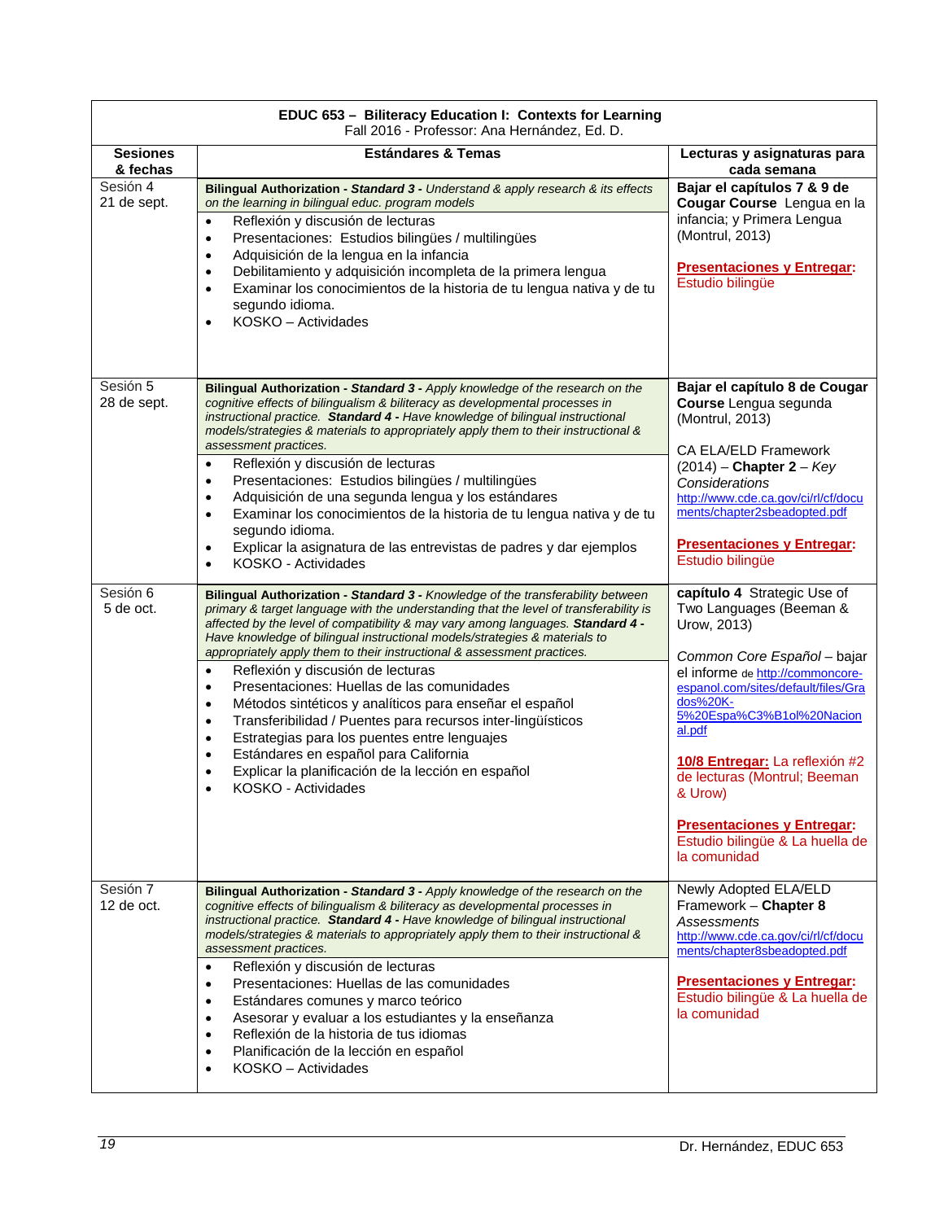| **EDUC 653 – Biliteracy Education I: Contexts for Learning** Fall 2016 - Professor: Ana Hernández, Ed. D. | | |
|---|---|---|
| **Sesiones & fechas** | **Estándares & Temas** | **Lecturas y asignaturas para cada semana** |
| Sesión 4<br>21 de sept. | **Bilingual Authorization - *Standard 3 -*** *Understand & apply research & its effects on the learning in bilingual educ. program models*<br>• Reflexión y discusión de lecturas<br>• Presentaciones: Estudios bilingües / multilingües<br>• Adquisición de la lengua en la infancia<br>• Debilitamiento y adquisición incompleta de la primera lengua<br>• Examinar los conocimientos de la historia de tu lengua nativa y de tu segundo idioma.<br>• KOSKO – Actividades | **Bajar el capítulos 7 & 9 de Cougar Course** Lengua en la infancia; y Primera Lengua (Montrul, 2013)<br><br>**Presentaciones y Entregar:** Estudio bilingüe |
| Sesión 5<br>28 de sept. | **Bilingual Authorization - *Standard 3 -*** *Apply knowledge of the research on the cognitive effects of bilingualism & biliteracy as developmental processes in instructional practice.* ***Standard 4 -*** *Have knowledge of bilingual instructional models/strategies & materials to appropriately apply them to their instructional & assessment practices.*<br>• Reflexión y discusión de lecturas<br>• Presentaciones: Estudios bilingües / multilingües<br>• Adquisición de una segunda lengua y los estándares<br>• Examinar los conocimientos de la historia de tu lengua nativa y de tu segundo idioma.<br>• Explicar la asignatura de las entrevistas de padres y dar ejemplos<br>• KOSKO - Actividades | **Bajar el capítulo 8 de Cougar Course** Lengua segunda (Montrul, 2013)<br><br>CA ELA/ELD Framework (2014) – **Chapter 2** – *Key Considerations*<br>http://www.cde.ca.gov/ci/rl/cf/documents/chapter2sbeadopted.pdf<br><br>**Presentaciones y Entregar:** Estudio bilingüe |
| Sesión 6<br>5 de oct. | **Bilingual Authorization - *Standard 3 -*** *Knowledge of the transferability between primary & target language with the understanding that the level of transferability is affected by the level of compatibility & may vary among languages.* ***Standard 4 -*** *Have knowledge of bilingual instructional models/strategies & materials to appropriately apply them to their instructional & assessment practices.*<br>• Reflexión y discusión de lecturas<br>• Presentaciones: Huellas de las comunidades<br>• Métodos sintéticos y analíticos para enseñar el español<br>• Transferibilidad / Puentes para recursos inter-lingüísticos<br>• Estrategias para los puentes entre lenguajes<br>• Estándares en español para California<br>• Explicar la planificación de la lección en español<br>• KOSKO - Actividades | **capítulo 4** Strategic Use of Two Languages (Beeman & Urow, 2013)<br><br>*Common Core Español* – bajar el informe de http://commoncore-espanol.com/sites/default/files/Grados%20K-5%20Espa%C3%B1ol%20Nacional.pdf<br><br>**10/8 Entregar:** La reflexión #2 de lecturas (Montrul; Beeman & Urow)<br><br>**Presentaciones y Entregar:** Estudio bilingüe & La huella de la comunidad |
| Sesión 7<br>12 de oct. | **Bilingual Authorization - *Standard 3 -*** *Apply knowledge of the research on the cognitive effects of bilingualism & biliteracy as developmental processes in instructional practice.* ***Standard 4 -*** *Have knowledge of bilingual instructional models/strategies & materials to appropriately apply them to their instructional & assessment practices.*<br>• Reflexión y discusión de lecturas<br>• Presentaciones: Huellas de las comunidades<br>• Estándares comunes y marco teórico<br>• Asesorar y evaluar a los estudiantes y la enseñanza<br>• Reflexión de la historia de tus idiomas<br>• Planificación de la lección en español<br>• KOSKO – Actividades | Newly Adopted ELA/ELD Framework – **Chapter 8** *Assessments*<br>http://www.cde.ca.gov/ci/rl/cf/documents/chapter8sbeadopted.pdf<br><br>**Presentaciones y Entregar:** Estudio bilingüe & La huella de la comunidad |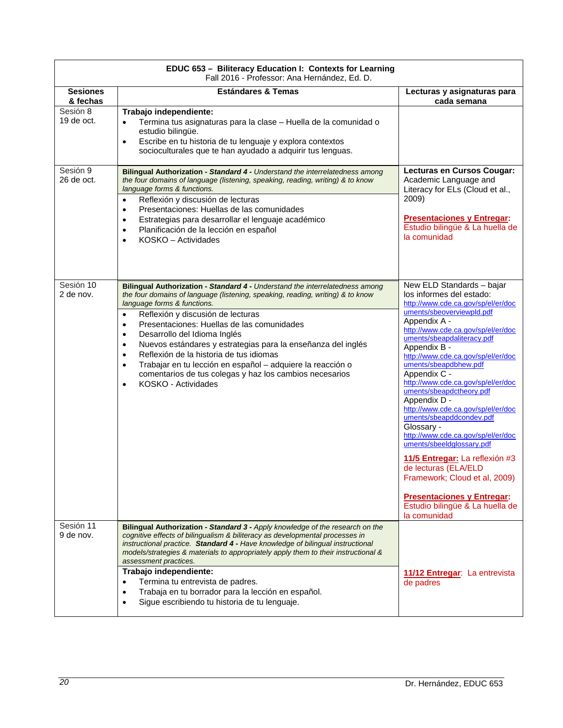| **EDUC 653 – Biliteracy Education I: Contexts for Learning**<br>Fall 2016 - Professor: Ana Hernández, Ed. D. | | |
|---|---|---|
| **Sesiones & fechas** | **Estándares & Temas** | **Lecturas y asignaturas para cada semana** |
| Sesión 8<br>19 de oct. | **Trabajo independiente:**<br>• Termina tus asignaturas para la clase – Huella de la comunidad o estudio bilingüe.<br>• Escribe en tu historia de tu lenguaje y explora contextos socioculturales que te han ayudado a adquirir tus lenguas. | |
| Sesión 9<br>26 de oct. | **Bilingual Authorization - *Standard 4 -*** *Understand the interrelatedness among the four domains of language (listening, speaking, reading, writing) & to know language forms & functions.*<br>• Reflexión y discusión de lecturas<br>• Presentaciones: Huellas de las comunidades<br>• Estrategias para desarrollar el lenguaje académico<br>• Planificación de la lección en español<br>• KOSKO – Actividades | **Lecturas en Cursos Cougar:** Academic Language and Literacy for ELs (Cloud et al., 2009)<br><br>**Presentaciones y Entregar:** Estudio bilingüe & La huella de la comunidad |
| Sesión 10<br>2 de nov. | **Bilingual Authorization - *Standard 4 -*** *Understand the interrelatedness among the four domains of language (listening, speaking, reading, writing) & to know language forms & functions.*<br>• Reflexión y discusión de lecturas<br>• Presentaciones: Huellas de las comunidades<br>• Desarrollo del Idioma Inglés<br>• Nuevos estándares y estrategias para la enseñanza del inglés<br>• Reflexión de la historia de tus idiomas<br>• Trabajar en tu lección en español – adquiere la reacción o comentarios de tus colegas y haz los cambios necesarios<br>• KOSKO - Actividades | New ELD Standards – bajar los informes del estado: http://www.cde.ca.gov/sp/el/er/documents/sbeoverviewpld.pdf<br>Appendix A - http://www.cde.ca.gov/sp/el/er/documents/sbeapdaliteracy.pdf<br>Appendix B - http://www.cde.ca.gov/sp/el/er/documents/sbeapdbhew.pdf<br>Appendix C - http://www.cde.ca.gov/sp/el/er/documents/sbeapdctheory.pdf<br>Appendix D - http://www.cde.ca.gov/sp/el/er/documents/sbeapddcondev.pdf<br>Glossary - http://www.cde.ca.gov/sp/el/er/documents/sbeeldglossary.pdf<br><br>**11/5 Entregar:** La reflexión #3 de lecturas (ELA/ELD Framework; Cloud et al, 2009)<br><br>**Presentaciones y Entregar:** Estudio bilingüe & La huella de la comunidad |
| Sesión 11<br>9 de nov. | **Bilingual Authorization - *Standard 3 -*** *Apply knowledge of the research on the cognitive effects of bilingualism & biliteracy as developmental processes in instructional practice.* ***Standard 4 -*** *Have knowledge of bilingual instructional models/strategies & materials to appropriately apply them to their instructional & assessment practices.*<br>**Trabajo independiente:**<br>• Termina tu entrevista de padres.<br>• Trabaja en tu borrador para la lección en español.<br>• Sigue escribiendo tu historia de tu lenguaje. | **11/12 Entregar**: La entrevista de padres |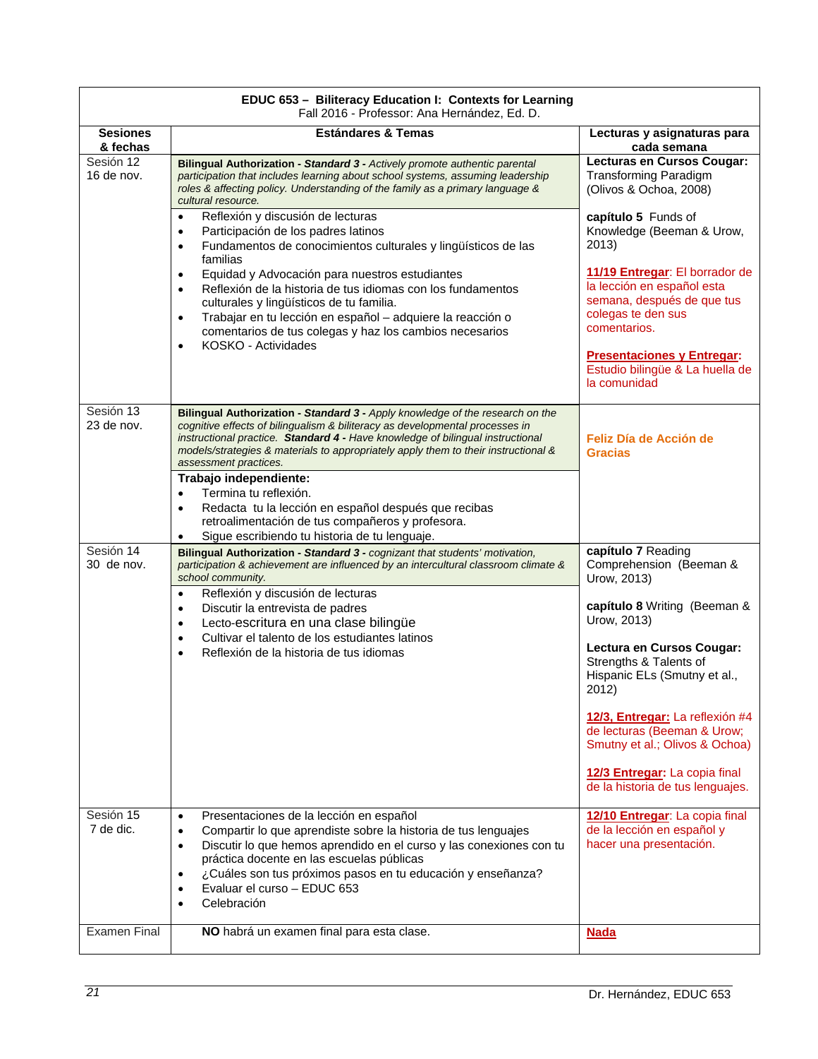| **EDUC 653 – Biliteracy Education I: Contexts for Learning**<br>Fall 2016 - Professor: Ana Hernández, Ed. D. | | |
|---|---|---|
| **Sesiones & fechas** | **Estándares & Temas** | **Lecturas y asignaturas para cada semana** |
| Sesión 12<br>16 de nov. | **Bilingual Authorization - *Standard 3 -*** *Actively promote authentic parental participation that includes learning about school systems, assuming leadership roles & affecting policy. Understanding of the family as a primary language & cultural resource.*<br>• Reflexión y discusión de lecturas<br>• Participación de los padres latinos<br>• Fundamentos de conocimientos culturales y lingüísticos de las familias<br>• Equidad y Advocación para nuestros estudiantes<br>• Reflexión de la historia de tus idiomas con los fundamentos culturales y lingüísticos de tu familia.<br>• Trabajar en tu lección en español – adquiere la reacción o comentarios de tus colegas y haz los cambios necesarios<br>• KOSKO - Actividades | **Lecturas en Cursos Cougar:** Transforming Paradigm (Olivos & Ochoa, 2008)<br><br>**capítulo 5** Funds of Knowledge (Beeman & Urow, 2013)<br><br>**11/19 Entregar**: El borrador de la lección en español esta semana, después de que tus colegas te den sus comentarios.<br><br>**Presentaciones y Entregar:** Estudio bilingüe & La huella de la comunidad |
| Sesión 13<br>23 de nov. | **Bilingual Authorization - *Standard 3 -*** *Apply knowledge of the research on the cognitive effects of bilingualism & biliteracy as developmental processes in instructional practice.* ***Standard 4 -*** *Have knowledge of bilingual instructional models/strategies & materials to appropriately apply them to their instructional & assessment practices.*<br>**Trabajo independiente:**<br>• Termina tu reflexión.<br>• Redacta tu la lección en español después que recibas retroalimentación de tus compañeros y profesora.<br>• Sigue escribiendo tu historia de tu lenguaje. | **Feliz Día de Acción de Gracias** |
| Sesión 14<br>30 de nov. | **Bilingual Authorization - *Standard 3 -*** *cognizant that students' motivation, participation & achievement are influenced by an intercultural classroom climate & school community.*<br>• Reflexión y discusión de lecturas<br>• Discutir la entrevista de padres<br>• Lecto-escritura en una clase bilingüe<br>• Cultivar el talento de los estudiantes latinos<br>• Reflexión de la historia de tus idiomas | **capítulo 7** Reading Comprehension (Beeman & Urow, 2013)<br><br>**capítulo 8** Writing (Beeman & Urow, 2013)<br><br>**Lectura en Cursos Cougar:** Strengths & Talents of Hispanic ELs (Smutny et al., 2012)<br><br>**12/3, Entregar:** La reflexión #4 de lecturas (Beeman & Urow; Smutny et al.; Olivos & Ochoa)<br><br>**12/3 Entregar:** La copia final de la historia de tus lenguajes. |
| Sesión 15<br>7 de dic. | • Presentaciones de la lección en español<br>• Compartir lo que aprendiste sobre la historia de tus lenguajes<br>• Discutir lo que hemos aprendido en el curso y las conexiones con tu práctica docente en las escuelas públicas<br>• ¿Cuáles son tus próximos pasos en tu educación y enseñanza?<br>• Evaluar el curso – EDUC 653<br>• Celebración | **12/10 Entregar**: La copia final de la lección en español y hacer una presentación. |
| Examen Final | **NO** habrá un examen final para esta clase. | **Nada** |